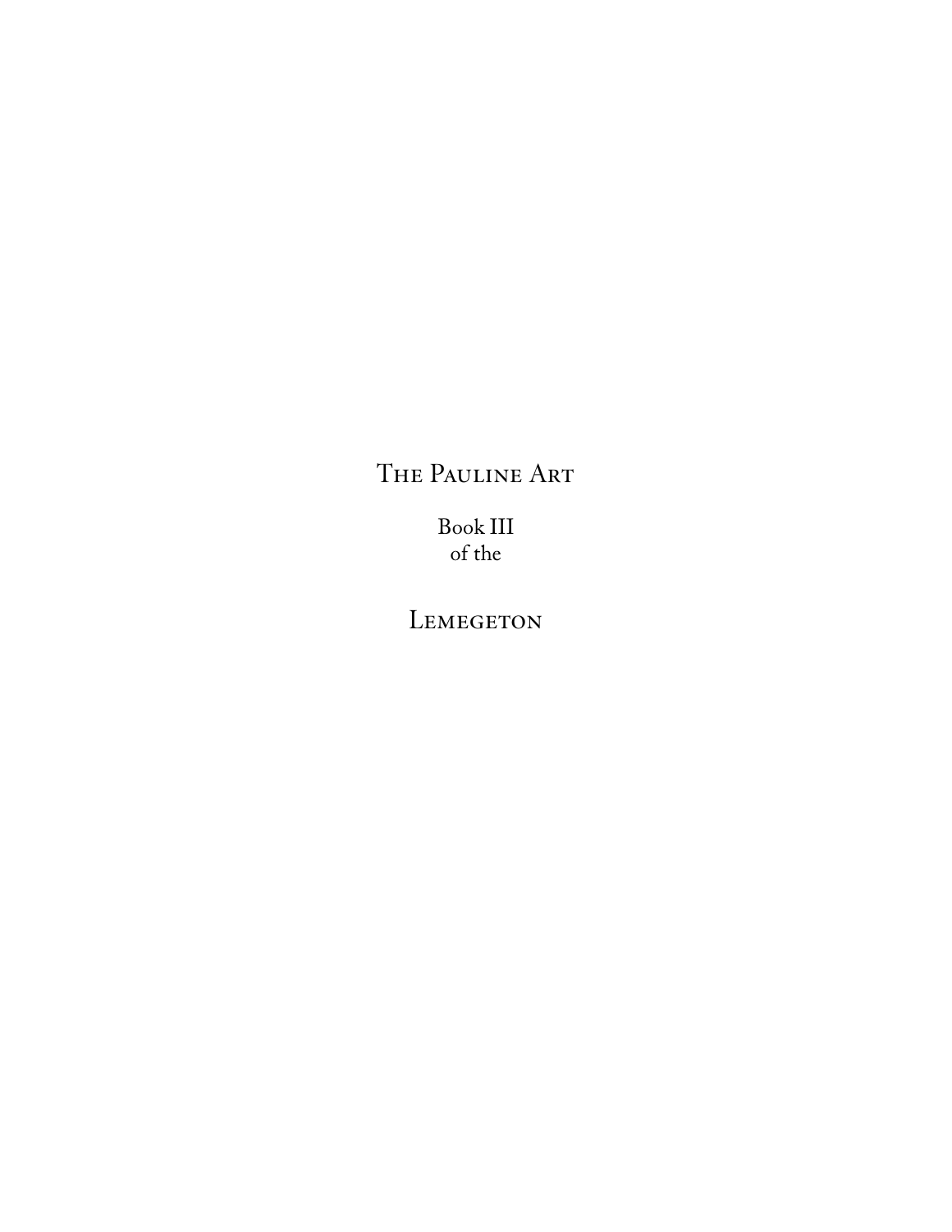# The Pauline Art

Book III
of the

# Lemegeton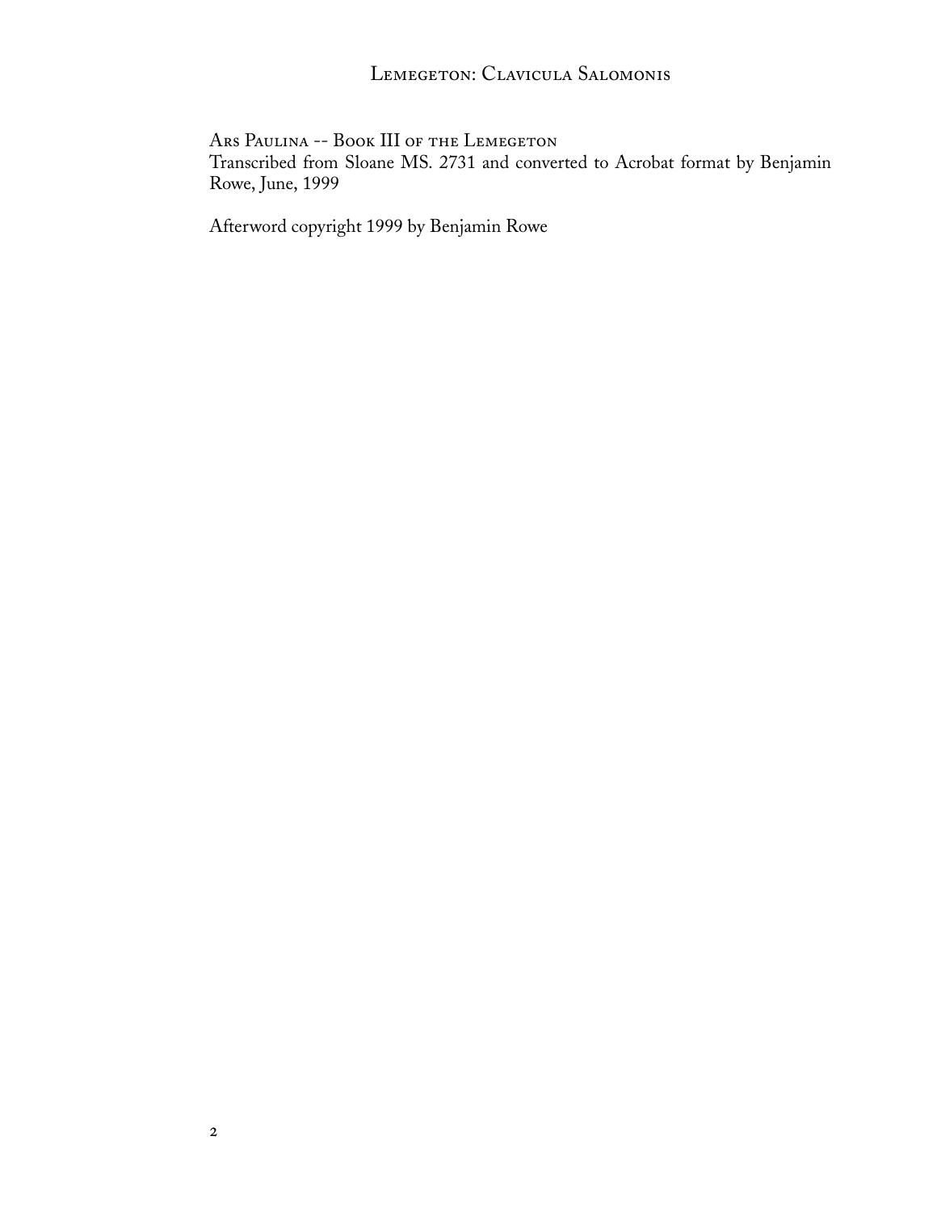Ars Paulina -- Book III of the Lemegeton

Transcribed from Sloane MS. 2731 and converted to Acrobat format by Benjamin Rowe, June, 1999

Afterword copyright 1999 by Benjamin Rowe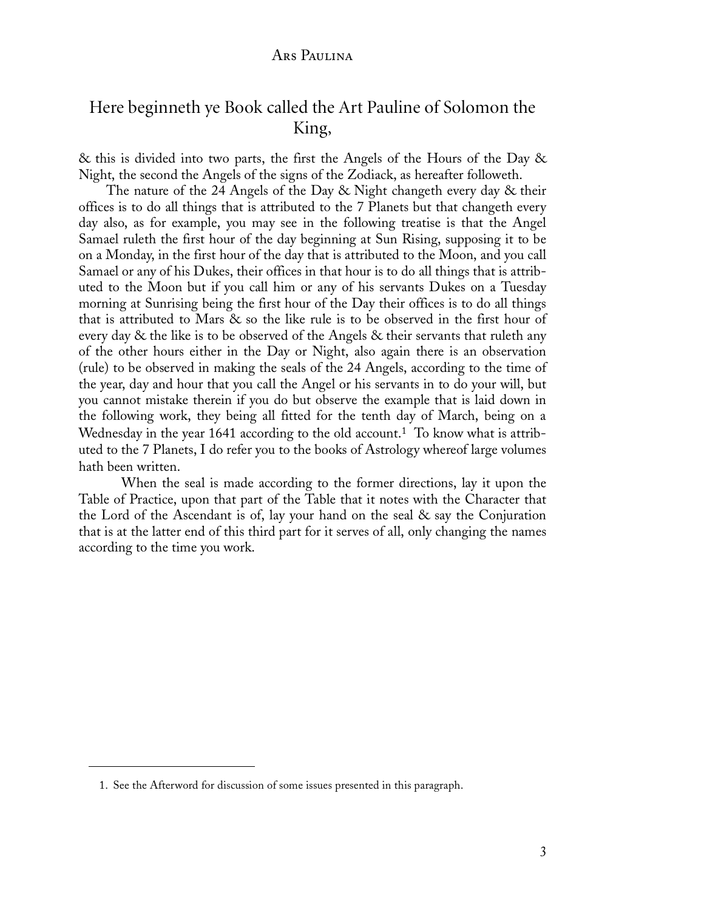# Here beginneth ye Book called the Art Pauline of Solomon the King,

& this is divided into two parts, the first the Angels of the Hours of the Day & Night, the second the Angels of the signs of the Zodiack, as hereafter followeth.

The nature of the 24 Angels of the Day & Night changeth every day & their offices is to do all things that is attributed to the 7 Planets but that changeth every day also, as for example, you may see in the following treatise is that the Angel Samael ruleth the first hour of the day beginning at Sun Rising, supposing it to be on a Monday, in the first hour of the day that is attributed to the Moon, and you call Samael or any of his Dukes, their offices in that hour is to do all things that is attributed to the Moon but if you call him or any of his servants Dukes on a Tuesday morning at Sunrising being the first hour of the Day their offices is to do all things that is attributed to Mars & so the like rule is to be observed in the first hour of every day & the like is to be observed of the Angels & their servants that ruleth any of the other hours either in the Day or Night, also again there is an observation (rule) to be observed in making the seals of the 24 Angels, according to the time of the year, day and hour that you call the Angel or his servants in to do your will, but you cannot mistake therein if you do but observe the example that is laid down in the following work, they being all fitted for the tenth day of March, being on a Wednesday in the year 1641 according to the old account.[1] To know what is attributed to the 7 Planets, I do refer you to the books of Astrology whereof large volumes hath been written.

When the seal is made according to the former directions, lay it upon the Table of Practice, upon that part of the Table that it notes with the Character that the Lord of the Ascendant is of, lay your hand on the seal & say the Conjuration that is at the latter end of this third part for it serves of all, only changing the names according to the time you work.

---

1. See the Afterword for discussion of some issues presented in this paragraph.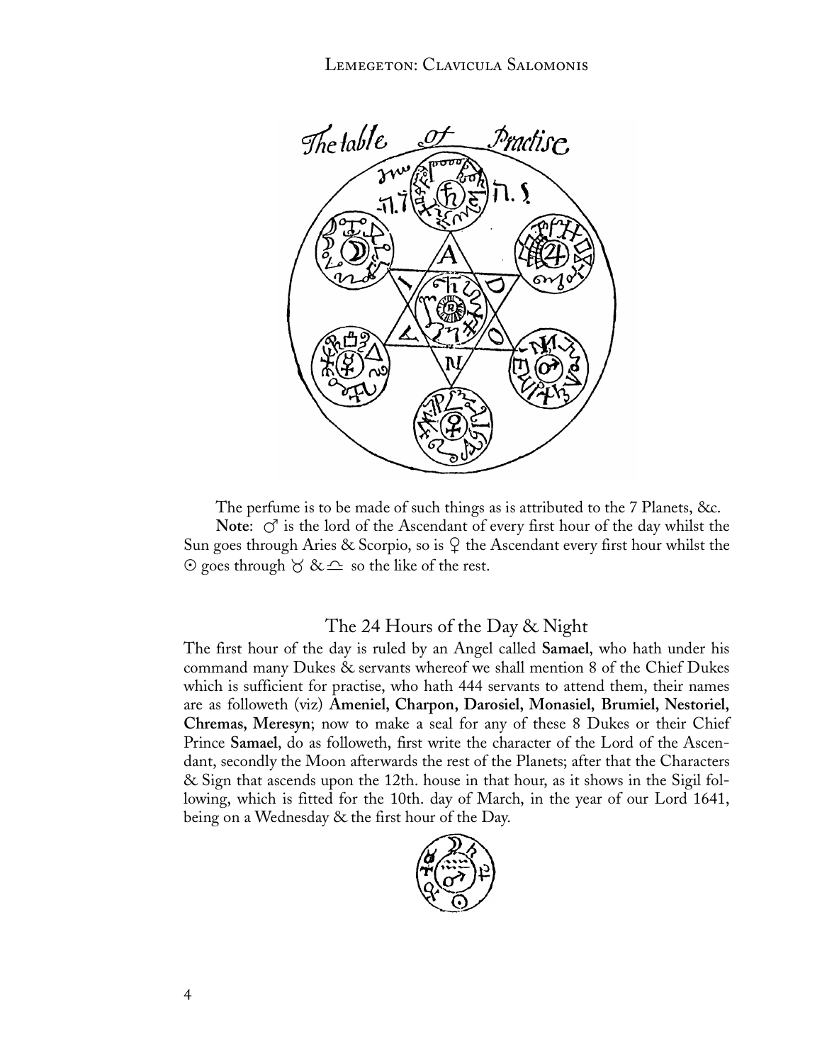The perfume is to be made of such things as is attributed to the 7 Planets, &c.

**Note**: ♂ is the lord of the Ascendant of every first hour of the day whilst the Sun goes through Aries & Scorpio, so is ♀ the Ascendant every first hour whilst the ☉ goes through ♉ & ♎ so the like of the rest.

## The 24 Hours of the Day & Night

The first hour of the day is ruled by an Angel called **Samael**, who hath under his command many Dukes & servants whereof we shall mention 8 of the Chief Dukes which is sufficient for practise, who hath 444 servants to attend them, their names are as followeth (viz) **Ameniel, Charpon, Darosiel, Monasiel, Brumiel, Nestoriel, Chremas, Meresyn**; now to make a seal for any of these 8 Dukes or their Chief Prince **Samael**, do as followeth, first write the character of the Lord of the Ascendant, secondly the Moon afterwards the rest of the Planets; after that the Characters & Sign that ascends upon the 12th. house in that hour, as it shows in the Sigil following, which is fitted for the 10th. day of March, in the year of our Lord 1641, being on a Wednesday & the first hour of the Day.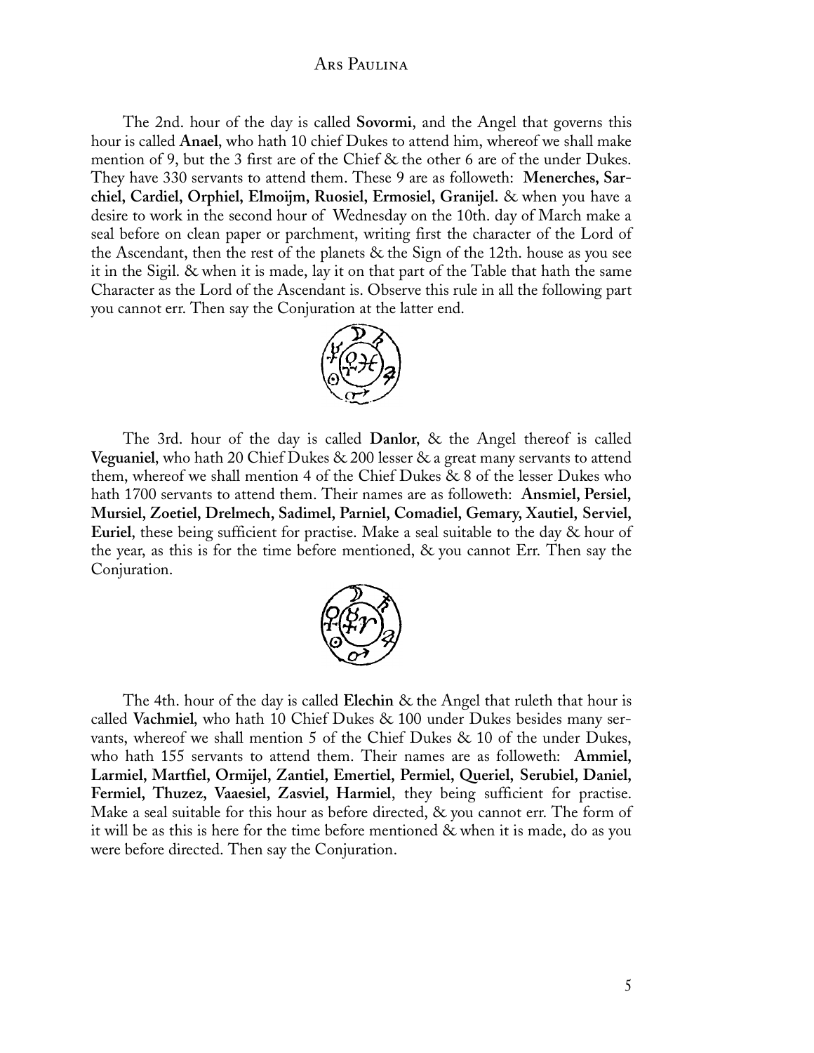The 2nd. hour of the day is called **Sovormi**, and the Angel that governs this hour is called **Anael**, who hath 10 chief Dukes to attend him, whereof we shall make mention of 9, but the 3 first are of the Chief & the other 6 are of the under Dukes. They have 330 servants to attend them. These 9 are as followeth: **Menerches, Sarchiel, Cardiel, Orphiel, Elmoijm, Ruosiel, Ermosiel, Granijel.** & when you have a desire to work in the second hour of Wednesday on the 10th. day of March make a seal before on clean paper or parchment, writing first the character of the Lord of the Ascendant, then the rest of the planets & the Sign of the 12th. house as you see it in the Sigil. & when it is made, lay it on that part of the Table that hath the same Character as the Lord of the Ascendant is. Observe this rule in all the following part you cannot err. Then say the Conjuration at the latter end.

The 3rd. hour of the day is called **Danlor**, & the Angel thereof is called **Veguaniel**, who hath 20 Chief Dukes & 200 lesser & a great many servants to attend them, whereof we shall mention 4 of the Chief Dukes & 8 of the lesser Dukes who hath 1700 servants to attend them. Their names are as followeth: **Ansmiel, Persiel, Mursiel, Zoetiel, Drelmech, Sadimel, Parniel, Comadiel, Gemary, Xautiel, Serviel, Euriel**, these being sufficient for practise. Make a seal suitable to the day & hour of the year, as this is for the time before mentioned, & you cannot Err. Then say the Conjuration.

The 4th. hour of the day is called **Elechin** & the Angel that ruleth that hour is called **Vachmiel**, who hath 10 Chief Dukes & 100 under Dukes besides many servants, whereof we shall mention 5 of the Chief Dukes & 10 of the under Dukes, who hath 155 servants to attend them. Their names are as followeth: **Ammiel, Larmiel, Martfiel, Ormijel, Zantiel, Emertiel, Permiel, Queriel, Serubiel, Daniel, Fermiel, Thuzez, Vaaesiel, Zasviel, Harmiel**, they being sufficient for practise. Make a seal suitable for this hour as before directed, & you cannot err. The form of it will be as this is here for the time before mentioned & when it is made, do as you were before directed. Then say the Conjuration.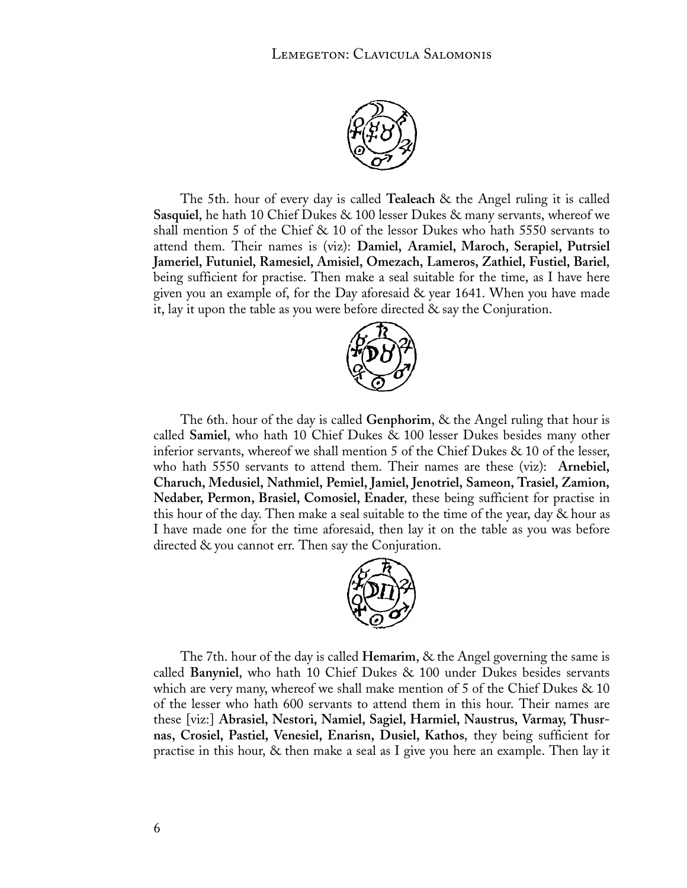The 5th. hour of every day is called **Tealeach** & the Angel ruling it is called **Sasquiel**, he hath 10 Chief Dukes & 100 lesser Dukes & many servants, whereof we shall mention 5 of the Chief & 10 of the lessor Dukes who hath 5550 servants to attend them. Their names is (viz): **Damiel, Aramiel, Maroch, Serapiel, Putrsiel Jameriel, Futuniel, Ramesiel, Amisiel, Omezach, Lameros, Zathiel, Fustiel, Bariel**, being sufficient for practise. Then make a seal suitable for the time, as I have here given you an example of, for the Day aforesaid & year 1641. When you have made it, lay it upon the table as you were before directed & say the Conjuration.

The 6th. hour of the day is called **Genphorim**, & the Angel ruling that hour is called **Samiel**, who hath 10 Chief Dukes & 100 lesser Dukes besides many other inferior servants, whereof we shall mention 5 of the Chief Dukes & 10 of the lesser, who hath 5550 servants to attend them. Their names are these (viz): **Arnebiel, Charuch, Medusiel, Nathmiel, Pemiel, Jamiel, Jenotriel, Sameon, Trasiel, Zamion, Nedaber, Permon, Brasiel, Comosiel, Enader**, these being sufficient for practise in this hour of the day. Then make a seal suitable to the time of the year, day & hour as I have made one for the time aforesaid, then lay it on the table as you was before directed & you cannot err. Then say the Conjuration.

The 7th. hour of the day is called **Hemarim**, & the Angel governing the same is called **Banyniel**, who hath 10 Chief Dukes & 100 under Dukes besides servants which are very many, whereof we shall make mention of 5 of the Chief Dukes & 10 of the lesser who hath 600 servants to attend them in this hour. Their names are these [viz:] **Abrasiel, Nestori, Namiel, Sagiel, Harmiel, Naustrus, Varmay, Thusrnas, Crosiel, Pastiel, Venesiel, Enarisn, Dusiel, Kathos**, they being sufficient for practise in this hour, & then make a seal as I give you here an example. Then lay it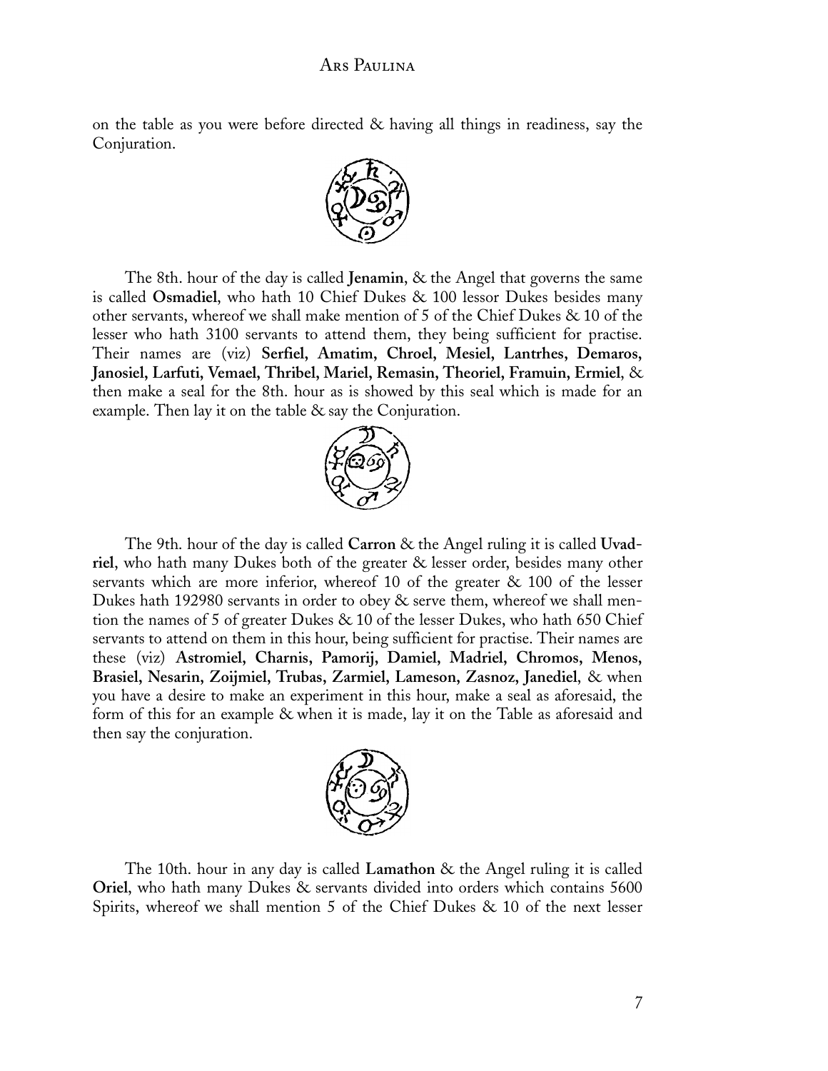on the table as you were before directed & having all things in readiness, say the Conjuration.

The 8th. hour of the day is called **Jenamin**, & the Angel that governs the same is called **Osmadiel**, who hath 10 Chief Dukes & 100 lessor Dukes besides many other servants, whereof we shall make mention of 5 of the Chief Dukes & 10 of the lesser who hath 3100 servants to attend them, they being sufficient for practise. Their names are (viz) **Serfiel, Amatim, Chroel, Mesiel, Lantrhes, Demaros, Janosiel, Larfuti, Vemael, Thribel, Mariel, Remasin, Theoriel, Framuin, Ermiel**, & then make a seal for the 8th. hour as is showed by this seal which is made for an example. Then lay it on the table & say the Conjuration.

The 9th. hour of the day is called **Carron** & the Angel ruling it is called **Uvadriel**, who hath many Dukes both of the greater & lesser order, besides many other servants which are more inferior, whereof 10 of the greater & 100 of the lesser Dukes hath 192980 servants in order to obey & serve them, whereof we shall mention the names of 5 of greater Dukes & 10 of the lesser Dukes, who hath 650 Chief servants to attend on them in this hour, being sufficient for practise. Their names are these (viz) **Astromiel, Charnis, Pamorij, Damiel, Madriel, Chromos, Menos, Brasiel, Nesarin, Zoijmiel, Trubas, Zarmiel, Lameson, Zasnoz, Janediel**, & when you have a desire to make an experiment in this hour, make a seal as aforesaid, the form of this for an example & when it is made, lay it on the Table as aforesaid and then say the conjuration.

The 10th. hour in any day is called **Lamathon** & the Angel ruling it is called **Oriel**, who hath many Dukes & servants divided into orders which contains 5600 Spirits, whereof we shall mention 5 of the Chief Dukes & 10 of the next lesser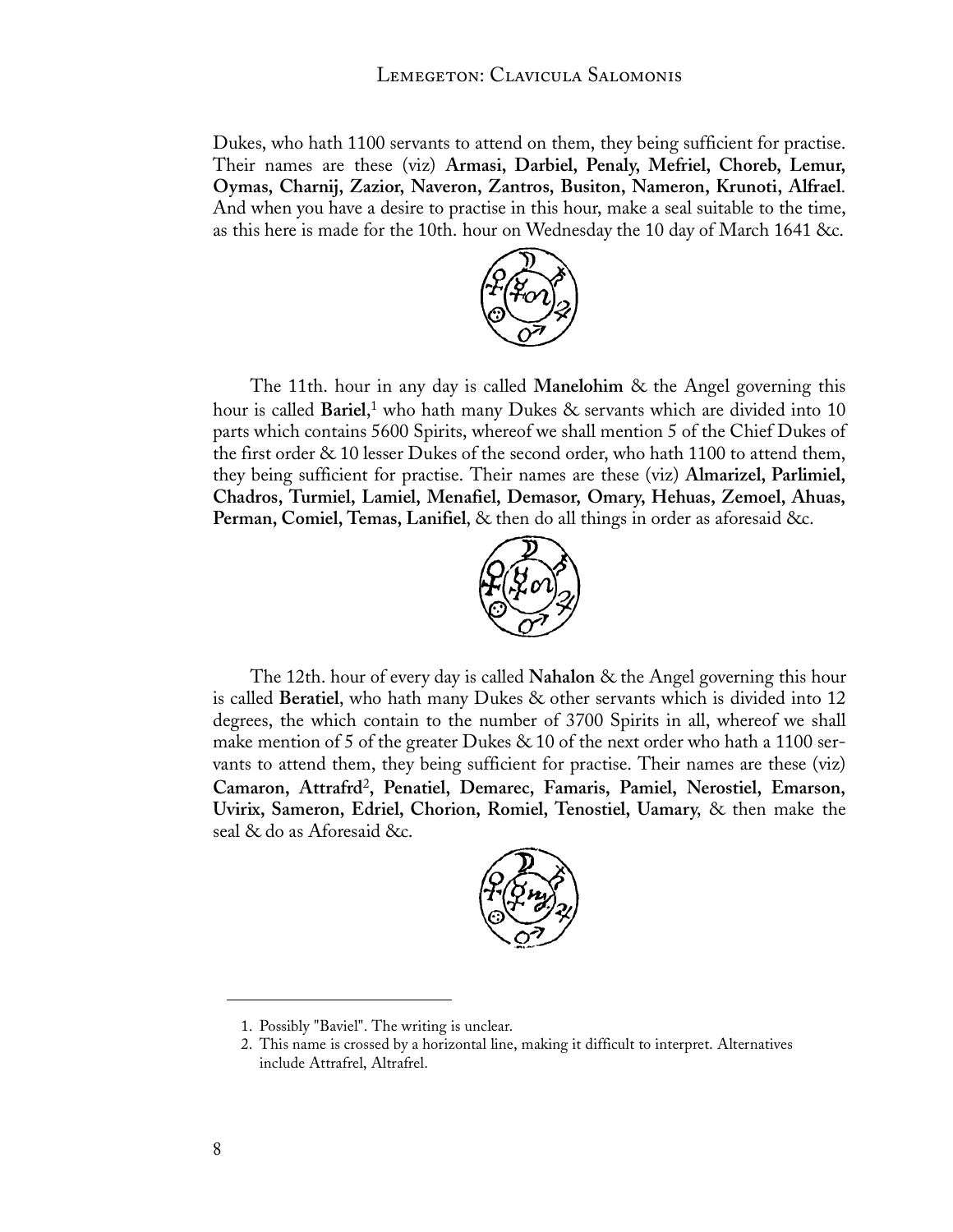Dukes, who hath 1100 servants to attend on them, they being sufficient for practise. Their names are these (viz) **Armasi, Darbiel, Penaly, Mefriel, Choreb, Lemur, Oymas, Charnij, Zazior, Naveron, Zantros, Busiton, Nameron, Krunoti, Alfrael**. And when you have a desire to practise in this hour, make a seal suitable to the time, as this here is made for the 10th. hour on Wednesday the 10 day of March 1641 &c.

The 11th. hour in any day is called **Manelohim** & the Angel governing this hour is called **Bariel**,[1] who hath many Dukes & servants which are divided into 10 parts which contains 5600 Spirits, whereof we shall mention 5 of the Chief Dukes of the first order & 10 lesser Dukes of the second order, who hath 1100 to attend them, they being sufficient for practise. Their names are these (viz) **Almarizel, Parlimiel, Chadros, Turmiel, Lamiel, Menafiel, Demasor, Omary, Hehuas, Zemoel, Ahuas, Perman, Comiel, Temas, Lanifiel**, & then do all things in order as aforesaid &c.

The 12th. hour of every day is called **Nahalon** & the Angel governing this hour is called **Beratiel**, who hath many Dukes & other servants which is divided into 12 degrees, the which contain to the number of 3700 Spirits in all, whereof we shall make mention of 5 of the greater Dukes & 10 of the next order who hath a 1100 servants to attend them, they being sufficient for practise. Their names are these (viz) **Camaron, Attrafrd**[2]**, Penatiel, Demarec, Famaris, Pamiel, Nerostiel, Emarson, Uvirix, Sameron, Edriel, Chorion, Romiel, Tenostiel, Uamary**, & then make the seal & do as Aforesaid &c.

---

1. Possibly "Baviel". The writing is unclear.
2. This name is crossed by a horizontal line, making it difficult to interpret. Alternatives include Attrafrel, Altrafrel.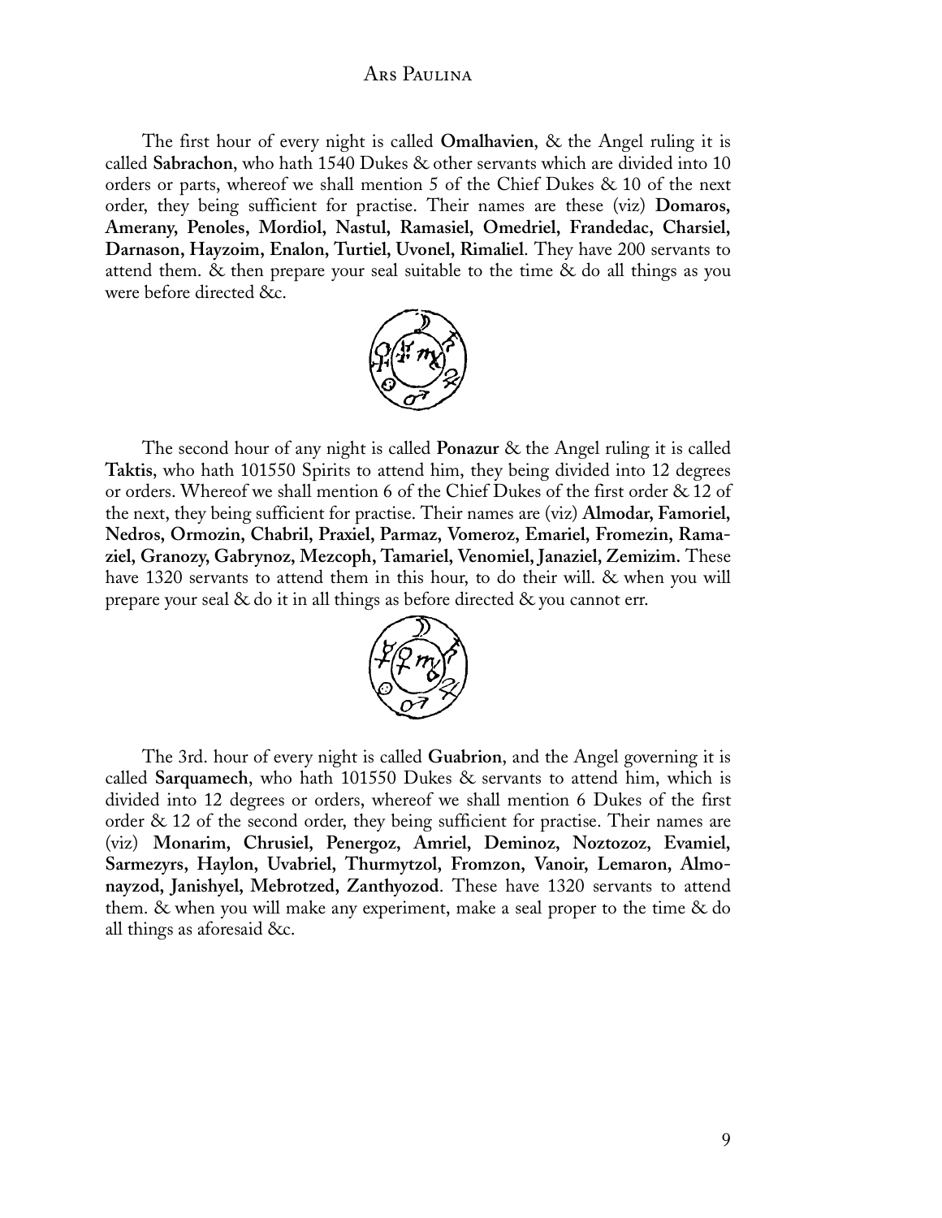The first hour of every night is called **Omalhavien**, & the Angel ruling it is called **Sabrachon**, who hath 1540 Dukes & other servants which are divided into 10 orders or parts, whereof we shall mention 5 of the Chief Dukes & 10 of the next order, they being sufficient for practise. Their names are these (viz) **Domaros, Amerany, Penoles, Mordiol, Nastul, Ramasiel, Omedriel, Frandedac, Charsiel, Darnason, Hayzoim, Enalon, Turtiel, Uvonel, Rimaliel**. They have 200 servants to attend them. & then prepare your seal suitable to the time & do all things as you were before directed &c.

The second hour of any night is called **Ponazur** & the Angel ruling it is called **Taktis**, who hath 101550 Spirits to attend him, they being divided into 12 degrees or orders. Whereof we shall mention 6 of the Chief Dukes of the first order & 12 of the next, they being sufficient for practise. Their names are (viz) **Almodar, Famoriel, Nedros, Ormozin, Chabril, Praxiel, Parmaz, Vomeroz, Emariel, Fromezin, Ramaziel, Granozy, Gabrynoz, Mezcoph, Tamariel, Venomiel, Janaziel, Zemizim.** These have 1320 servants to attend them in this hour, to do their will. & when you will prepare your seal & do it in all things as before directed & you cannot err.

The 3rd. hour of every night is called **Guabrion**, and the Angel governing it is called **Sarquamech**, who hath 101550 Dukes & servants to attend him, which is divided into 12 degrees or orders, whereof we shall mention 6 Dukes of the first order & 12 of the second order, they being sufficient for practise. Their names are (viz) **Monarim, Chrusiel, Penergoz, Amriel, Deminoz, Noztozoz, Evamiel, Sarmezyrs, Haylon, Uvabriel, Thurmytzol, Fromzon, Vanoir, Lemaron, Almonayzod, Janishyel, Mebrotzed, Zanthyozod**. These have 1320 servants to attend them. & when you will make any experiment, make a seal proper to the time & do all things as aforesaid &c.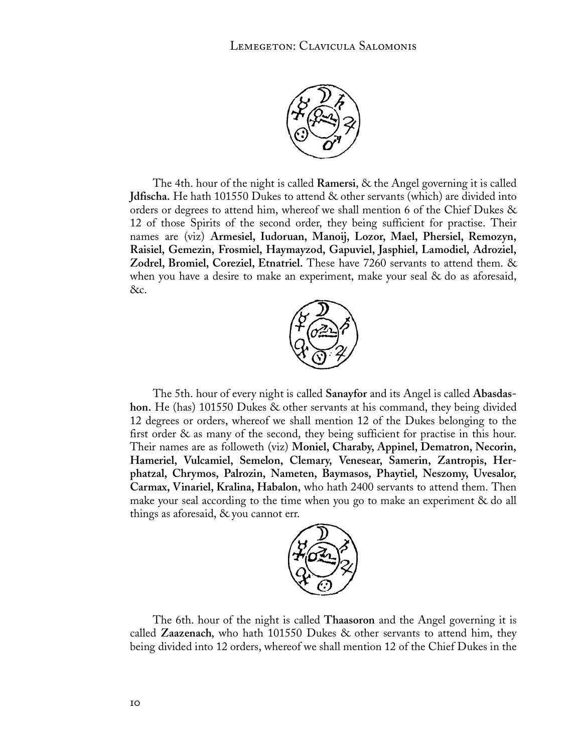The 4th. hour of the night is called **Ramersi**, & the Angel governing it is called **Jdfischa.** He hath 101550 Dukes to attend & other servants (which) are divided into orders or degrees to attend him, whereof we shall mention 6 of the Chief Dukes & 12 of those Spirits of the second order, they being sufficient for practise. Their names are (viz) **Armesiel, Iudoruan, Manoij, Lozor, Mael, Phersiel, Remozyn, Raisiel, Gemezin, Frosmiel, Haymayzod, Gapuviel, Jasphiel, Lamodiel, Adroziel, Zodrel, Bromiel, Coreziel, Etnatriel.** These have 7260 servants to attend them. & when you have a desire to make an experiment, make your seal & do as aforesaid, &c.

The 5th. hour of every night is called **Sanayfor** and its Angel is called **Abasdashon.** He (has) 101550 Dukes & other servants at his command, they being divided 12 degrees or orders, whereof we shall mention 12 of the Dukes belonging to the first order & as many of the second, they being sufficient for practise in this hour. Their names are as followeth (viz) **Moniel, Charaby, Appinel, Dematron, Necorin, Hameriel, Vulcamiel, Semelon, Clemary, Venesear, Samerin, Zantropis, Herphatzal, Chrymos, Palrozin, Nameten, Baymasos, Phaytiel, Neszomy, Uvesalor, Carmax, Vinariel, Kralina, Habalon**, who hath 2400 servants to attend them. Then make your seal according to the time when you go to make an experiment & do all things as aforesaid, & you cannot err.

The 6th. hour of the night is called **Thaasoron** and the Angel governing it is called **Zaazenach**, who hath 101550 Dukes & other servants to attend him, they being divided into 12 orders, whereof we shall mention 12 of the Chief Dukes in the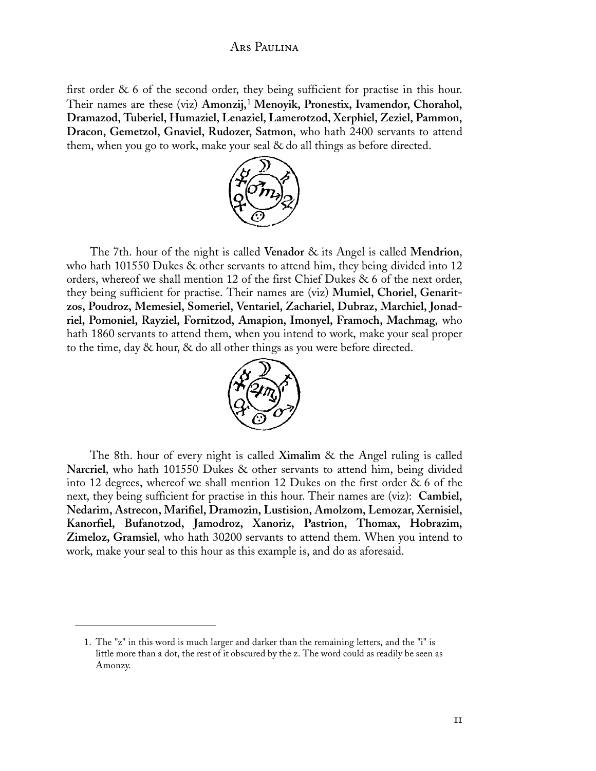first order & 6 of the second order, they being sufficient for practise in this hour. Their names are these (viz) **Amonzij,**[1] **Menoyik, Pronestix, Ivamendor, Chorahol, Dramazod, Tuberiel, Humaziel, Lenaziel, Lamerotzod, Xerphiel, Zeziel, Pammon, Dracon, Gemetzol, Gnaviel, Rudozer, Satmon**, who hath 2400 servants to attend them, when you go to work, make your seal & do all things as before directed.

The 7th. hour of the night is called **Venador** & its Angel is called **Mendrion**, who hath 101550 Dukes & other servants to attend him, they being divided into 12 orders, whereof we shall mention 12 of the first Chief Dukes & 6 of the next order, they being sufficient for practise. Their names are (viz) **Mumiel, Choriel, Genaritzos, Poudroz, Memesiel, Someriel, Ventariel, Zachariel, Dubraz, Marchiel, Jonadriel, Pomoniel, Rayziel, Fornitzod, Amapion, Imonyel, Framoch, Machmag**, who hath 1860 servants to attend them, when you intend to work, make your seal proper to the time, day & hour, & do all other things as you were before directed.

The 8th. hour of every night is called **Ximalim** & the Angel ruling is called **Narcriel**, who hath 101550 Dukes & other servants to attend him, being divided into 12 degrees, whereof we shall mention 12 Dukes on the first order & 6 of the next, they being sufficient for practise in this hour. Their names are (viz): **Cambiel, Nedarim, Astrecon, Marifiel, Dramozin, Lustision, Amolzom, Lemozar, Xernisiel, Kanorfiel, Bufanotzod, Jamodroz, Xanoriz, Pastrion, Thomax, Hobrazim, Zimeloz, Gramsiel**, who hath 30200 servants to attend them. When you intend to work, make your seal to this hour as this example is, and do as aforesaid.

---

1. The "z" in this word is much larger and darker than the remaining letters, and the "i" is little more than a dot, the rest of it obscured by the z. The word could as readily be seen as Amonzy.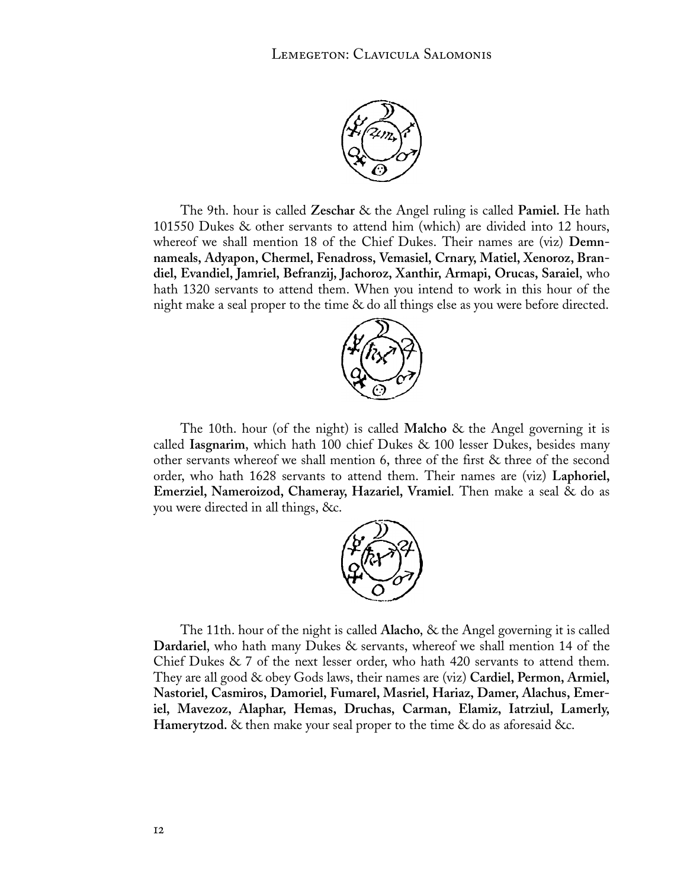The 9th. hour is called **Zeschar** & the Angel ruling is called **Pamiel.** He hath 101550 Dukes & other servants to attend him (which) are divided into 12 hours, whereof we shall mention 18 of the Chief Dukes. Their names are (viz) **Demnnameals, Adyapon, Chermel, Fenadross, Vemasiel, Crnary, Matiel, Xenoroz, Brandiel, Evandiel, Jamriel, Befranzij, Jachoroz, Xanthir, Armapi, Orucas, Saraiel**, who hath 1320 servants to attend them. When you intend to work in this hour of the night make a seal proper to the time & do all things else as you were before directed.

The 10th. hour (of the night) is called **Malcho** & the Angel governing it is called **Iasgnarim**, which hath 100 chief Dukes & 100 lesser Dukes, besides many other servants whereof we shall mention 6, three of the first & three of the second order, who hath 1628 servants to attend them. Their names are (viz) **Laphoriel, Emerziel, Nameroizod, Chameray, Hazariel, Vramiel**. Then make a seal & do as you were directed in all things, &c.

The 11th. hour of the night is called **Alacho**, & the Angel governing it is called **Dardariel**, who hath many Dukes & servants, whereof we shall mention 14 of the Chief Dukes & 7 of the next lesser order, who hath 420 servants to attend them. They are all good & obey Gods laws, their names are (viz) **Cardiel, Permon, Armiel, Nastoriel, Casmiros, Damoriel, Fumarel, Masriel, Hariaz, Damer, Alachus, Emeriel, Mavezoz, Alaphar, Hemas, Druchas, Carman, Elamiz, Iatrziul, Lamerly, Hamerytzod.** & then make your seal proper to the time & do as aforesaid &c.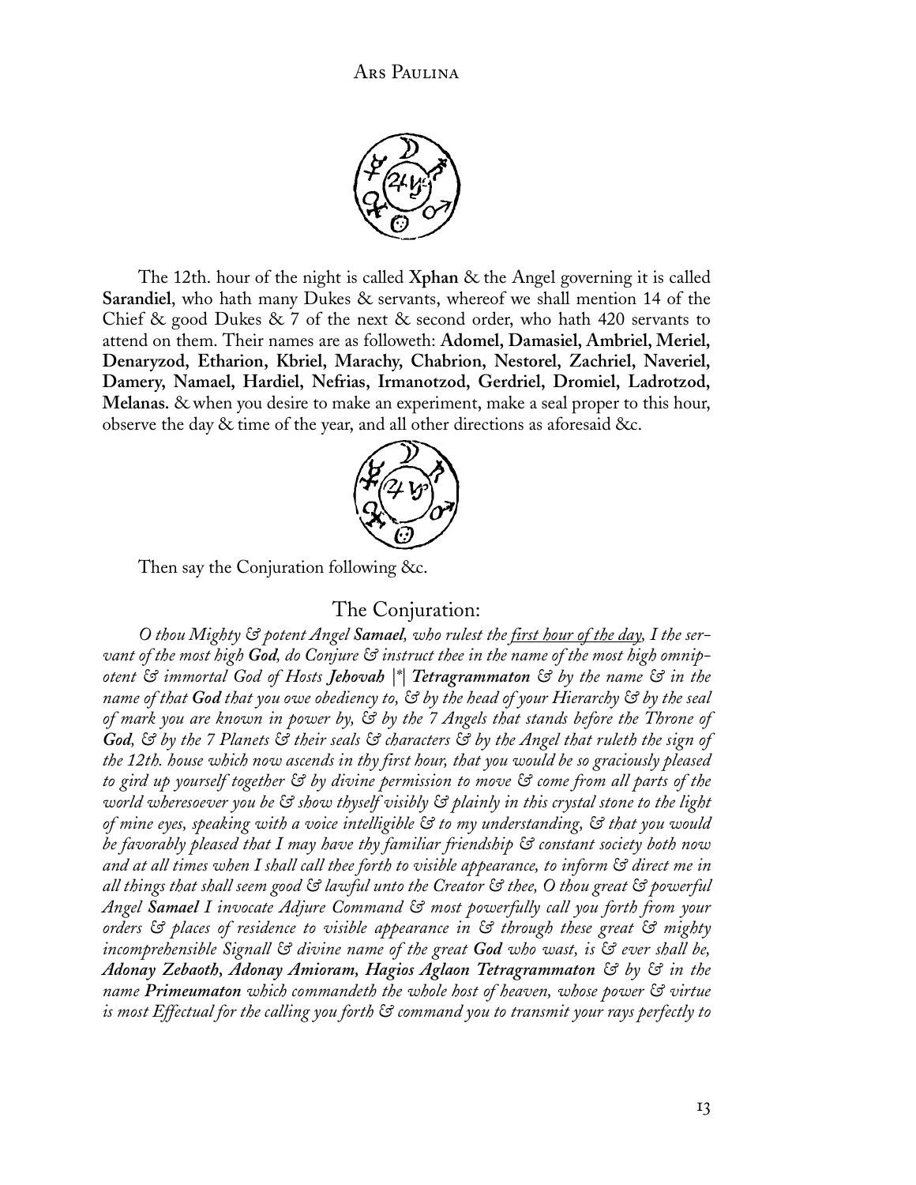The 12th. hour of the night is called **Xphan** & the Angel governing it is called **Sarandiel**, who hath many Dukes & servants, whereof we shall mention 14 of the Chief & good Dukes & 7 of the next & second order, who hath 420 servants to attend on them. Their names are as followeth: **Adomel, Damasiel, Ambriel, Meriel, Denaryzod, Etharion, Kbriel, Marachy, Chabrion, Nestorel, Zachriel, Naveriel, Damery, Namael, Hardiel, Nefrias, Irmanotzod, Gerdriel, Dromiel, Ladrotzod, Melanas.** & when you desire to make an experiment, make a seal proper to this hour, observe the day & time of the year, and all other directions as aforesaid &c.

Then say the Conjuration following &c.

## The Conjuration:

*O thou Mighty & potent Angel **Samael**, who rulest the <u>first hour of the day</u>, I the servant of the most high **God**, do Conjure & instruct thee in the name of the most high omnipotent & immortal God of Hosts **Jehovah** |\*| **Tetragrammaton** & by the name & in the name of that **God** that you owe obediency to, & by the head of your Hierarchy & by the seal of mark you are known in power by, & by the 7 Angels that stands before the Throne of **God**, & by the 7 Planets & their seals & characters & by the Angel that ruleth the sign of the 12th. house which now ascends in thy first hour, that you would be so graciously pleased to gird up yourself together & by divine permission to move & come from all parts of the world wheresoever you be & show thyself visibly & plainly in this crystal stone to the light of mine eyes, speaking with a voice intelligible & to my understanding, & that you would be favorably pleased that I may have thy familiar friendship & constant society both now and at all times when I shall call thee forth to visible appearance, to inform & direct me in all things that shall seem good & lawful unto the Creator & thee, O thou great & powerful Angel **Samael** I invocate Adjure Command & most powerfully call you forth from your orders & places of residence to visible appearance in & through these great & mighty incomprehensible Signall & divine name of the great **God** who wast, is & ever shall be, **Adonay Zebaoth, Adonay Amioram, Hagios Aglaon Tetragrammaton** & by & in the name **Primeumaton** which commandeth the whole host of heaven, whose power & virtue is most Effectual for the calling you forth & command you to transmit your rays perfectly to*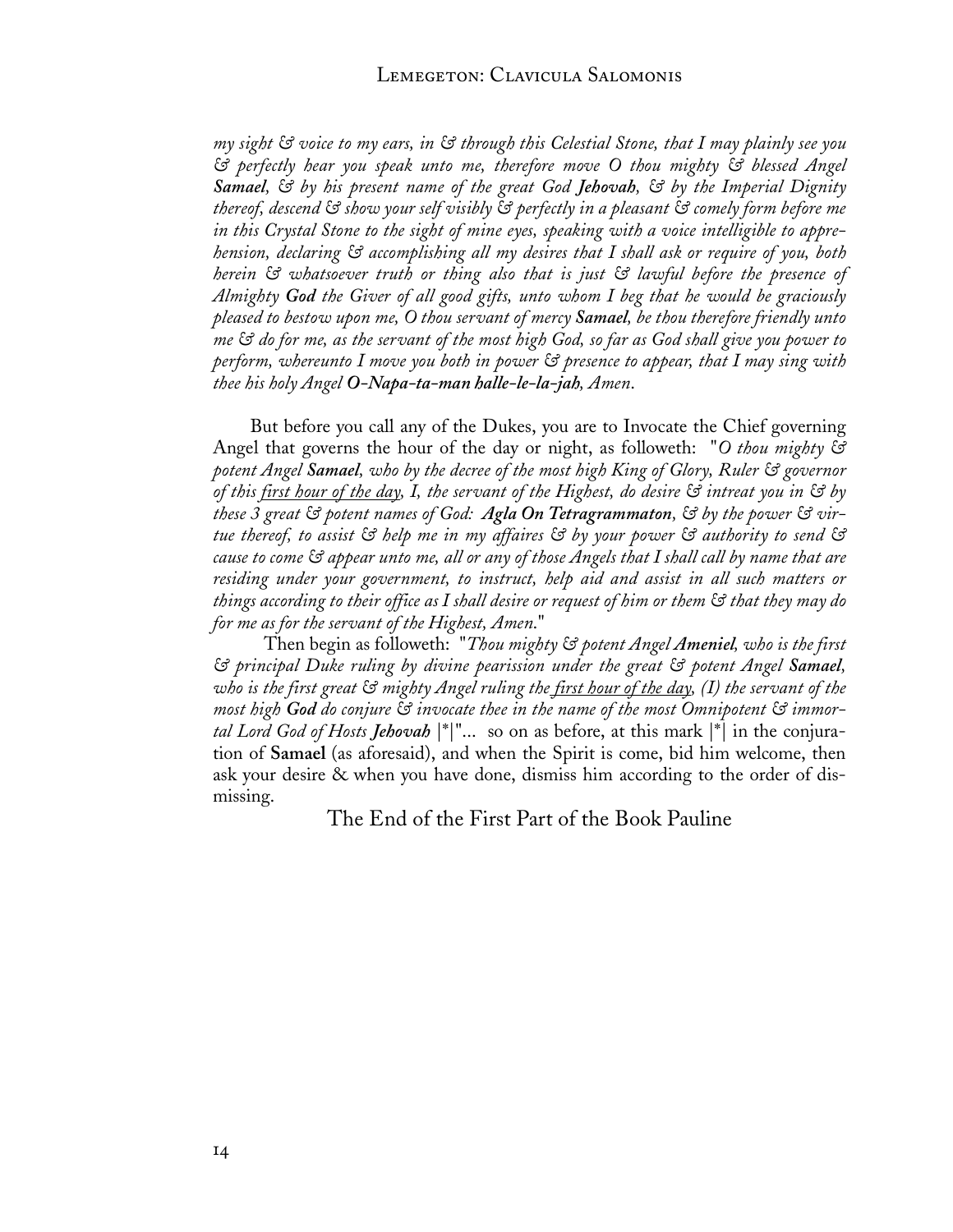*my sight & voice to my ears, in & through this Celestial Stone, that I may plainly see you & perfectly hear you speak unto me, therefore move O thou mighty & blessed Angel **Samael**, & by his present name of the great God **Jehovah**, & by the Imperial Dignity thereof, descend & show your self visibly & perfectly in a pleasant & comely form before me in this Crystal Stone to the sight of mine eyes, speaking with a voice intelligible to apprehension, declaring & accomplishing all my desires that I shall ask or require of you, both herein & whatsoever truth or thing also that is just & lawful before the presence of Almighty **God** the Giver of all good gifts, unto whom I beg that he would be graciously pleased to bestow upon me, O thou servant of mercy **Samael**, be thou therefore friendly unto me & do for me, as the servant of the most high God, so far as God shall give you power to perform, whereunto I move you both in power & presence to appear, that I may sing with thee his holy Angel **O-Napa-ta-man halle-le-la-jah**, Amen.*

But before you call any of the Dukes, you are to Invocate the Chief governing Angel that governs the hour of the day or night, as followeth: "*O thou mighty & potent Angel **Samael**, who by the decree of the most high King of Glory, Ruler & governor of this <u>first hour of the day</u>, I, the servant of the Highest, do desire & intreat you in & by these 3 great & potent names of God: **Agla On Tetragrammaton**, & by the power & virtue thereof, to assist & help me in my affaires & by your power & authority to send & cause to come & appear unto me, all or any of those Angels that I shall call by name that are residing under your government, to instruct, help aid and assist in all such matters or things according to their office as I shall desire or request of him or them & that they may do for me as for the servant of the Highest, Amen.*"

Then begin as followeth: "*Thou mighty & potent Angel **Ameniel**, who is the first & principal Duke ruling by divine pearission under the great & potent Angel **Samael**, who is the first great & mighty Angel ruling the <u>first hour of the day</u>, (I) the servant of the most high **God** do conjure & invocate thee in the name of the most Omnipotent & immortal Lord God of Hosts **Jehovah*** |*|"... so on as before, at this mark |*| in the conjuration of **Samael** (as aforesaid), and when the Spirit is come, bid him welcome, then ask your desire & when you have done, dismiss him according to the order of dismissing.

## The End of the First Part of the Book Pauline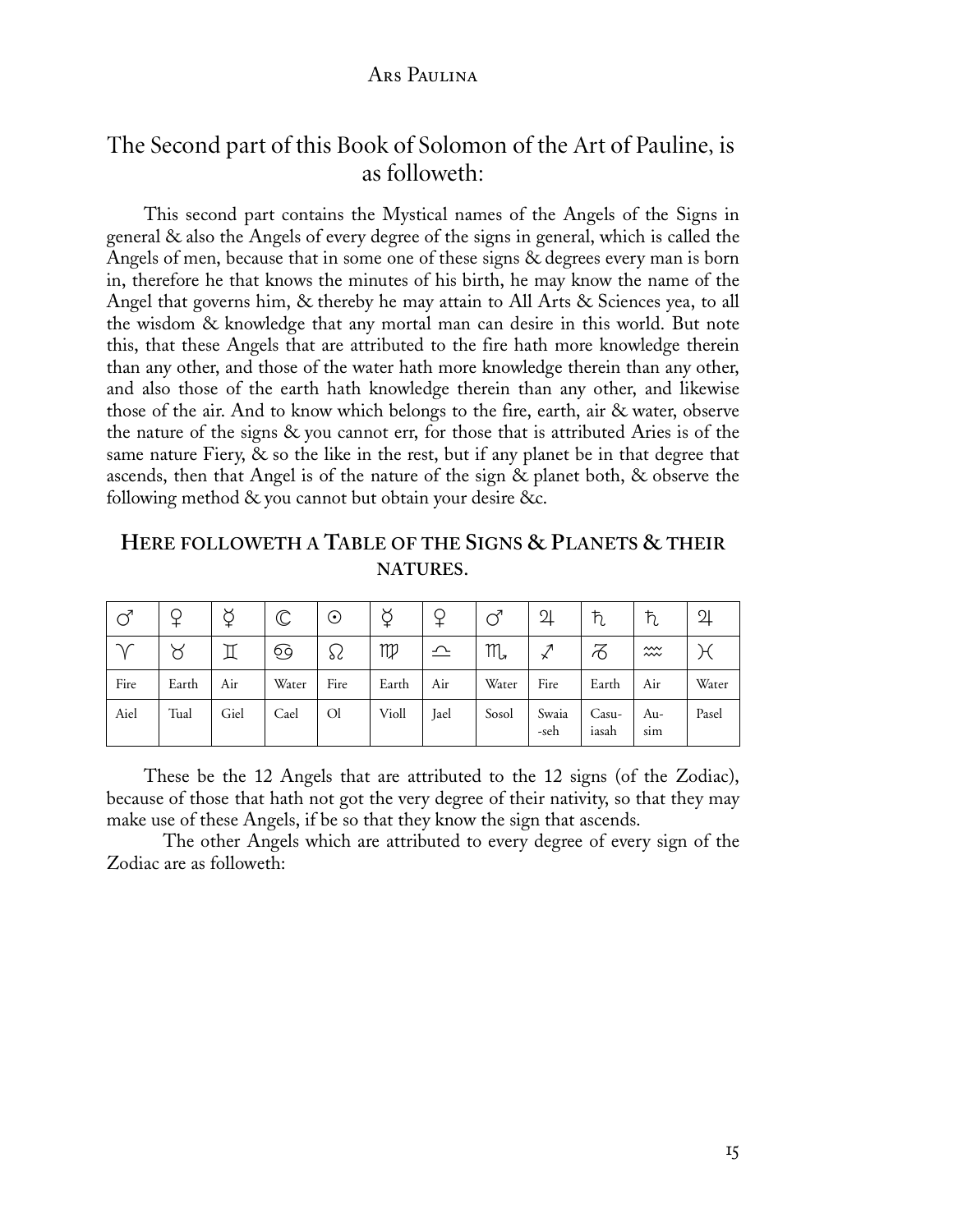## The Second part of this Book of Solomon of the Art of Pauline, is as followeth:

This second part contains the Mystical names of the Angels of the Signs in general & also the Angels of every degree of the signs in general, which is called the Angels of men, because that in some one of these signs & degrees every man is born in, therefore he that knows the minutes of his birth, he may know the name of the Angel that governs him, & thereby he may attain to All Arts & Sciences yea, to all the wisdom & knowledge that any mortal man can desire in this world. But note this, that these Angels that are attributed to the fire hath more knowledge therein than any other, and those of the water hath more knowledge therein than any other, and also those of the earth hath knowledge therein than any other, and likewise those of the air. And to know which belongs to the fire, earth, air & water, observe the nature of the signs & you cannot err, for those that is attributed Aries is of the same nature Fiery, & so the like in the rest, but if any planet be in that degree that ascends, then that Angel is of the nature of the sign & planet both, & observe the following method & you cannot but obtain your desire &c.

### Here followeth a Table of the Signs & Planets & their natures.

| ♂ | ♀ | ☿ | ☾ | ☉ | ☿ | ♀ | ♂ | ♃ | ♄ | ♄ | ♃ |
|---|---|---|---|---|---|---|---|---|---|---|---|
| ♈ | ♉ | ♊ | ♋ | ♌ | ♍ | ♎ | ♏ | ♐ | ♑ | ♒ | ♓ |
| Fire | Earth | Air | Water | Fire | Earth | Air | Water | Fire | Earth | Air | Water |
| Aiel | Tual | Giel | Cael | Ol | Violl | Jael | Sosol | Swaia-seh | Casu-iasah | Au-sim | Pasel |

These be the 12 Angels that are attributed to the 12 signs (of the Zodiac), because of those that hath not got the very degree of their nativity, so that they may make use of these Angels, if be so that they know the sign that ascends.

The other Angels which are attributed to every degree of every sign of the Zodiac are as followeth: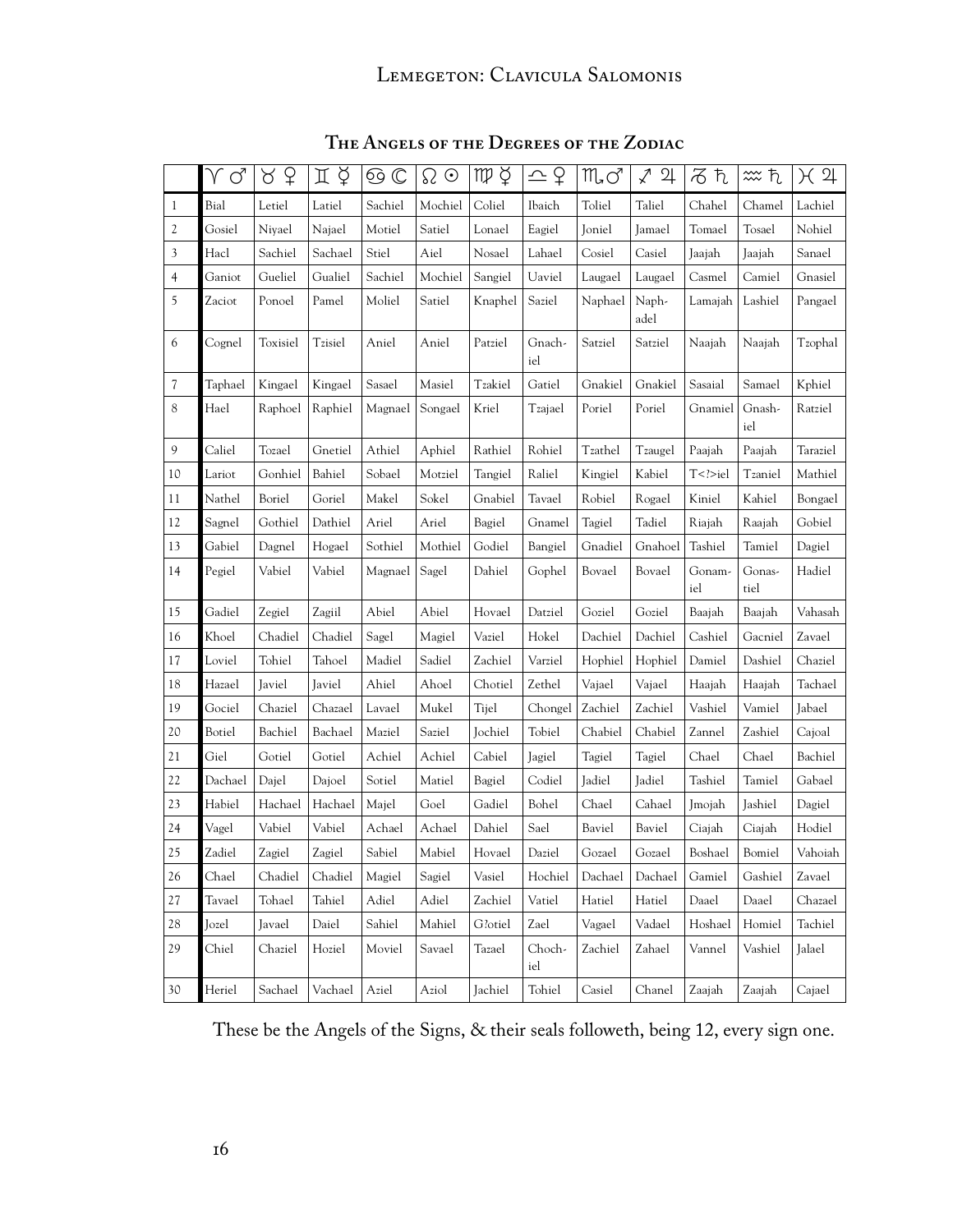## The Angels of the Degrees of the Zodiac

| | ♈ ♂ | ♉ ♀ | ♊ ☿ | ♋ ☾ | ♌ ☉ | ♍ ☿ | ♎ ♀ | ♏ ♂ | ♐ ♃ | ♑ ♄ | ♒ ♄ | ♓ ♃ |
|---|---|---|---|---|---|---|---|---|---|---|---|---|
| 1 | Bial | Letiel | Latiel | Sachiel | Mochiel | Coliel | Ibaich | Toliel | Taliel | Chahel | Chamel | Lachiel |
| 2 | Gosiel | Niyael | Najael | Motiel | Satiel | Lonael | Eagiel | Joniel | Jamael | Tomael | Tosael | Nohiel |
| 3 | Hacl | Sachiel | Sachael | Stiel | Aiel | Nosael | Lahael | Cosiel | Casiel | Jaajah | Jaajah | Sanael |
| 4 | Ganiot | Gueliel | Gualiel | Sachiel | Mochiel | Sangiel | Uaviel | Laugael | Laugael | Casmel | Camiel | Gnasiel |
| 5 | Zaciot | Ponoel | Pamel | Moliel | Satiel | Knaphel | Saziel | Naphael | Naph-adel | Lamajah | Lashiel | Pangael |
| 6 | Cognel | Toxisiel | Tzisiel | Aniel | Aniel | Patziel | Gnach-iel | Satziel | Satziel | Naajah | Naajah | Tzophal |
| 7 | Taphael | Kingael | Kingael | Sasael | Masiel | Tzakiel | Gatiel | Gnakiel | Gnakiel | Sasaial | Samael | Kphiel |
| 8 | Hael | Raphoel | Raphiel | Magnael | Songael | Kriel | Tzajael | Poriel | Poriel | Gnamiel | Gnash-iel | Ratziel |
| 9 | Caliel | Tozael | Gnetiel | Athiel | Aphiel | Rathiel | Rohiel | Tzathel | Tzaugel | Paajah | Paajah | Taraziel |
| 10 | Lariot | Gonhiel | Bahiel | Sobael | Motziel | Tangiel | Raliel | Kingiel | Kabiel | T<!>iel | Tzaniel | Mathiel |
| 11 | Nathel | Boriel | Goriel | Makel | Sokel | Gnabiel | Tavael | Robiel | Rogael | Kiniel | Kahiel | Bongael |
| 12 | Sagnel | Gothiel | Dathiel | Ariel | Ariel | Bagiel | Gnamel | Tagiel | Tadiel | Riajah | Raajah | Gobiel |
| 13 | Gabiel | Dagnel | Hogael | Sothiel | Mothiel | Godiel | Bangiel | Gnadiel | Gnahoel | Tashiel | Tamiel | Dagiel |
| 14 | Pegiel | Vabiel | Vabiel | Magnael | Sagel | Dahiel | Gophel | Bovael | Bovael | Gonam-iel | Gonas-tiel | Hadiel |
| 15 | Gadiel | Zegiel | Zagiil | Abiel | Abiel | Hovael | Datziel | Goziel | Goziel | Baajah | Baajah | Vahasah |
| 16 | Khoel | Chadiel | Chadiel | Sagel | Magiel | Vaziel | Hokel | Dachiel | Dachiel | Cashiel | Gacniel | Zavael |
| 17 | Loviel | Tohiel | Tahoel | Madiel | Sadiel | Zachiel | Varziel | Hophiel | Hophiel | Damiel | Dashiel | Chaziel |
| 18 | Hazael | Javiel | Javiel | Ahiel | Ahoel | Chotiel | Zethel | Vajael | Vajael | Haajah | Haajah | Tachael |
| 19 | Gociel | Chaziel | Chazael | Lavael | Mukel | Tijel | Chongel | Zachiel | Zachiel | Vashiel | Vamiel | Jabael |
| 20 | Botiel | Bachiel | Bachael | Maziel | Saziel | Jochiel | Tobiel | Chabiel | Chabiel | Zannel | Zashiel | Cajoal |
| 21 | Giel | Gotiel | Gotiel | Achiel | Achiel | Cabiel | Jagiel | Tagiel | Tagiel | Chael | Chael | Bachiel |
| 22 | Dachael | Dajel | Dajoel | Sotiel | Matiel | Bagiel | Codiel | Jadiel | Jadiel | Tashiel | Tamiel | Gabael |
| 23 | Habiel | Hachael | Hachael | Majel | Goel | Gadiel | Bohel | Chael | Cahael | Jmojah | Jashiel | Dagiel |
| 24 | Vagel | Vabiel | Vabiel | Achael | Achael | Dahiel | Sael | Baviel | Baviel | Ciajah | Ciajah | Hodiel |
| 25 | Zadiel | Zagiel | Zagiel | Sabiel | Mabiel | Hovael | Daziel | Gozael | Gozael | Boshael | Bomiel | Vahoiah |
| 26 | Chael | Chadiel | Chadiel | Magiel | Sagiel | Vasiel | Hochiel | Dachael | Dachael | Gamiel | Gashiel | Zavael |
| 27 | Tavael | Tohael | Tahiel | Adiel | Adiel | Zachiel | Vatiel | Hatiel | Hatiel | Daael | Daael | Chazael |
| 28 | Jozel | Javael | Daiel | Sahiel | Mahiel | G?otiel | Zael | Vagael | Vadael | Hoshael | Homiel | Tachiel |
| 29 | Chiel | Chaziel | Hoziel | Moviel | Savael | Tazael | Choch-iel | Zachiel | Zahael | Vannel | Vashiel | Jalael |
| 30 | Heriel | Sachael | Vachael | Aziel | Aziol | Jachiel | Tohiel | Casiel | Chanel | Zaajah | Zaajah | Cajael |

These be the Angels of the Signs, & their seals followeth, being 12, every sign one.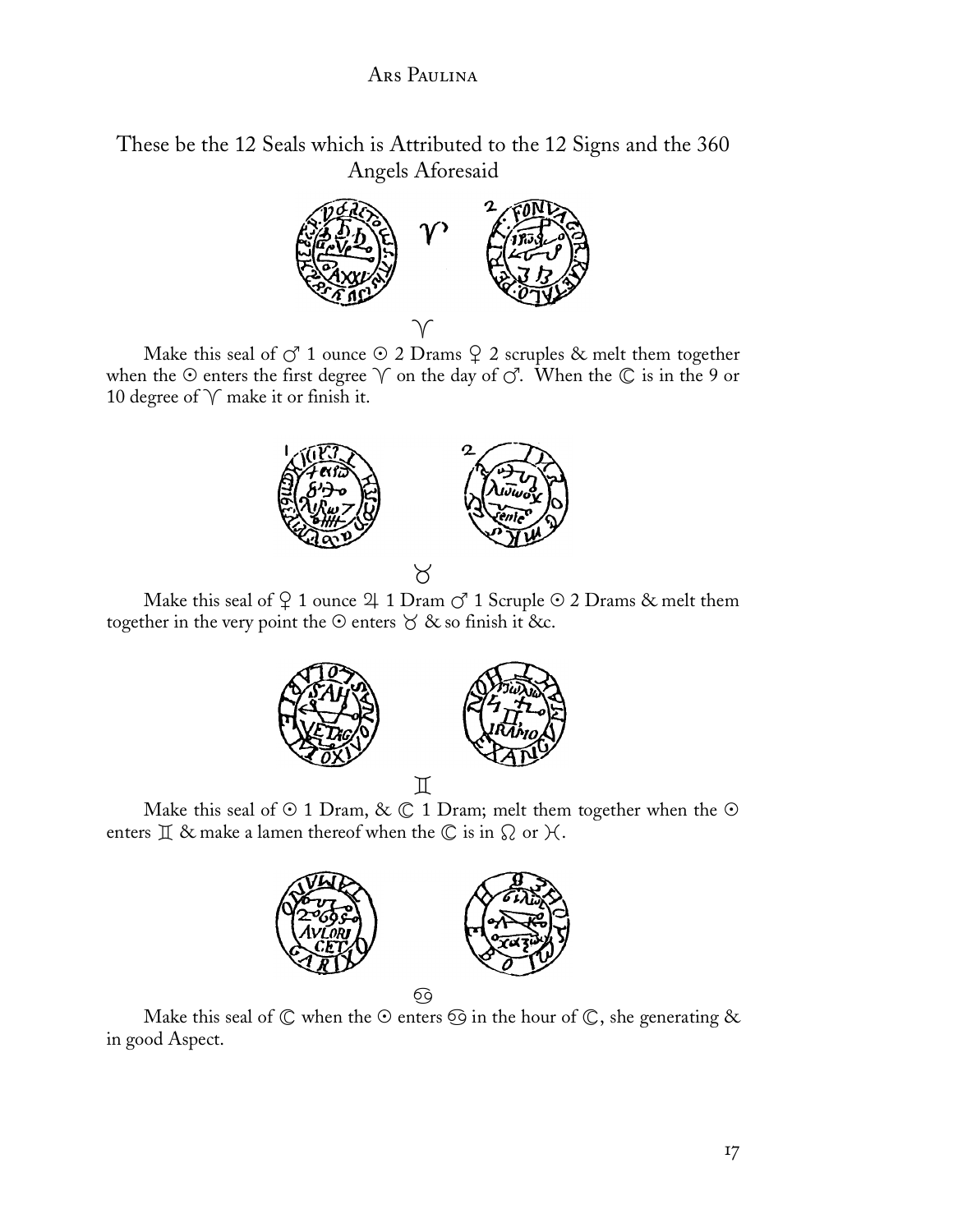## These be the 12 Seals which is Attributed to the 12 Signs and the 360 Angels Aforesaid

♈

Make this seal of ♂ 1 ounce ☉ 2 Drams ♀ 2 scruples & melt them together when the ☉ enters the first degree ♈ on the day of ♂. When the ☾ is in the 9 or 10 degree of ♈ make it or finish it.

♉

Make this seal of ♀ 1 ounce ♃ 1 Dram ♂ 1 Scruple ☉ 2 Drams & melt them together in the very point the ☉ enters ♉ & so finish it &c.

♊

Make this seal of ☉ 1 Dram, & ☾ 1 Dram; melt them together when the ☉ enters ♊ & make a lamen thereof when the ☾ is in ♌ or ♓.

♋

Make this seal of ☾ when the ☉ enters ♋ in the hour of ☾, she generating & in good Aspect.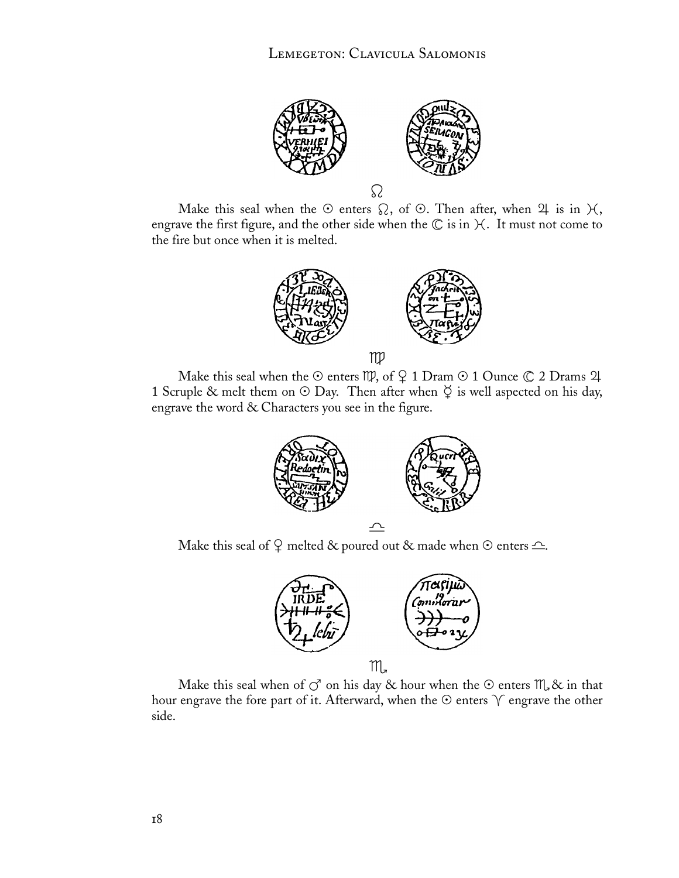♌

Make this seal when the ☉ enters ♌, of ☉. Then after, when ♃ is in ♓, engrave the first figure, and the other side when the ☾ is in ♓. It must not come to the fire but once when it is melted.

♍

Make this seal when the ☉ enters ♍, of ♀ 1 Dram ☉ 1 Ounce ☾ 2 Drams ♃ 1 Scruple & melt them on ☉ Day. Then after when ☿ is well aspected on his day, engrave the word & Characters you see in the figure.

♎

Make this seal of ♀ melted & poured out & made when ☉ enters ♎.

♏

Make this seal when of ♂ on his day & hour when the ☉ enters ♏ & in that hour engrave the fore part of it. Afterward, when the ☉ enters ♈ engrave the other side.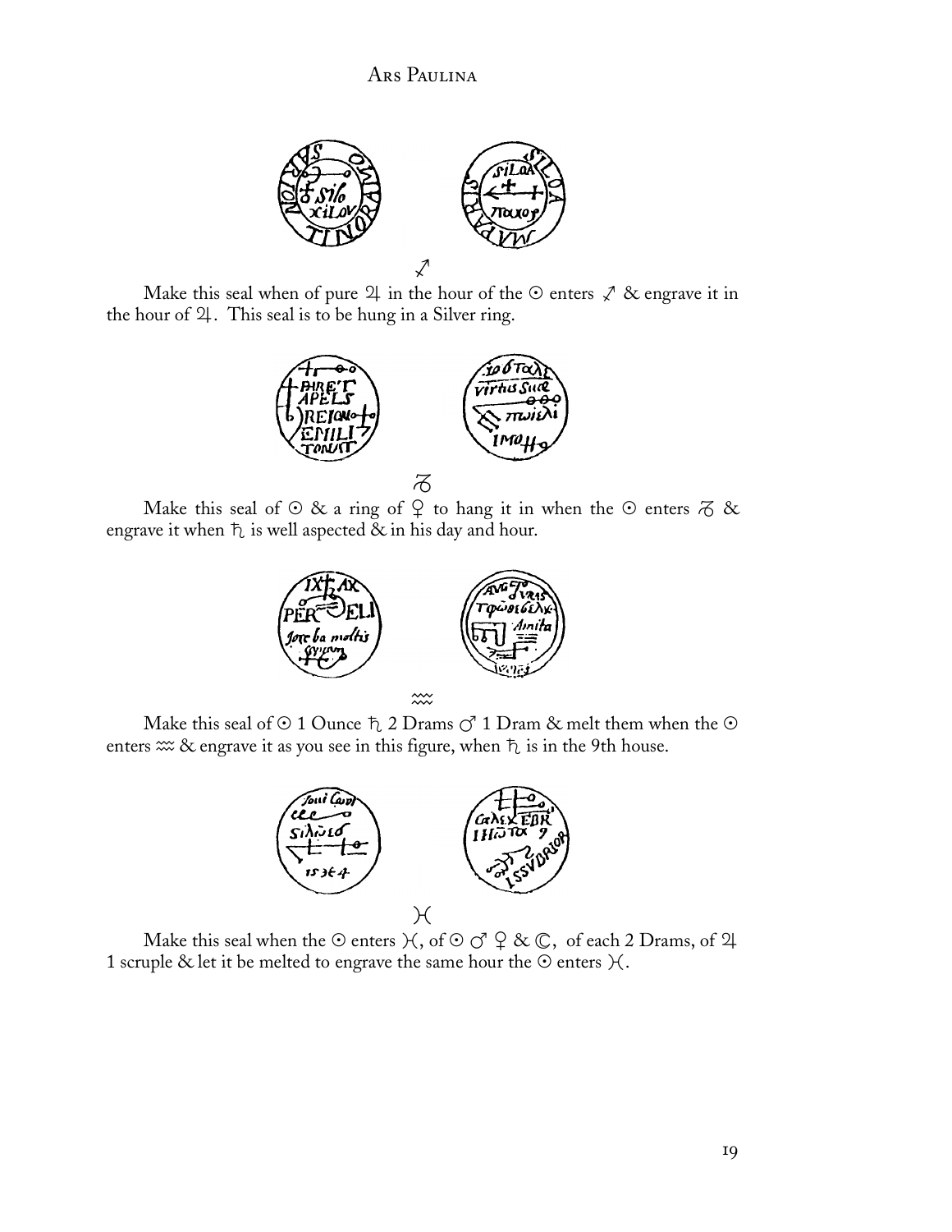♐

Make this seal when of pure ♃ in the hour of the ☉ enters ♐ & engrave it in the hour of ♃. This seal is to be hung in a Silver ring.

♑

Make this seal of ☉ & a ring of ♀ to hang it in when the ☉ enters ♑ & engrave it when ♄ is well aspected & in his day and hour.

♒

Make this seal of ☉ 1 Ounce ♄ 2 Drams ♂ 1 Dram & melt them when the ☉ enters ♒ & engrave it as you see in this figure, when ♄ is in the 9th house.

♓

Make this seal when the ☉ enters ♓, of ☉ ♂ ♀ & ☾, of each 2 Drams, of ♃ 1 scruple & let it be melted to engrave the same hour the ☉ enters ♓.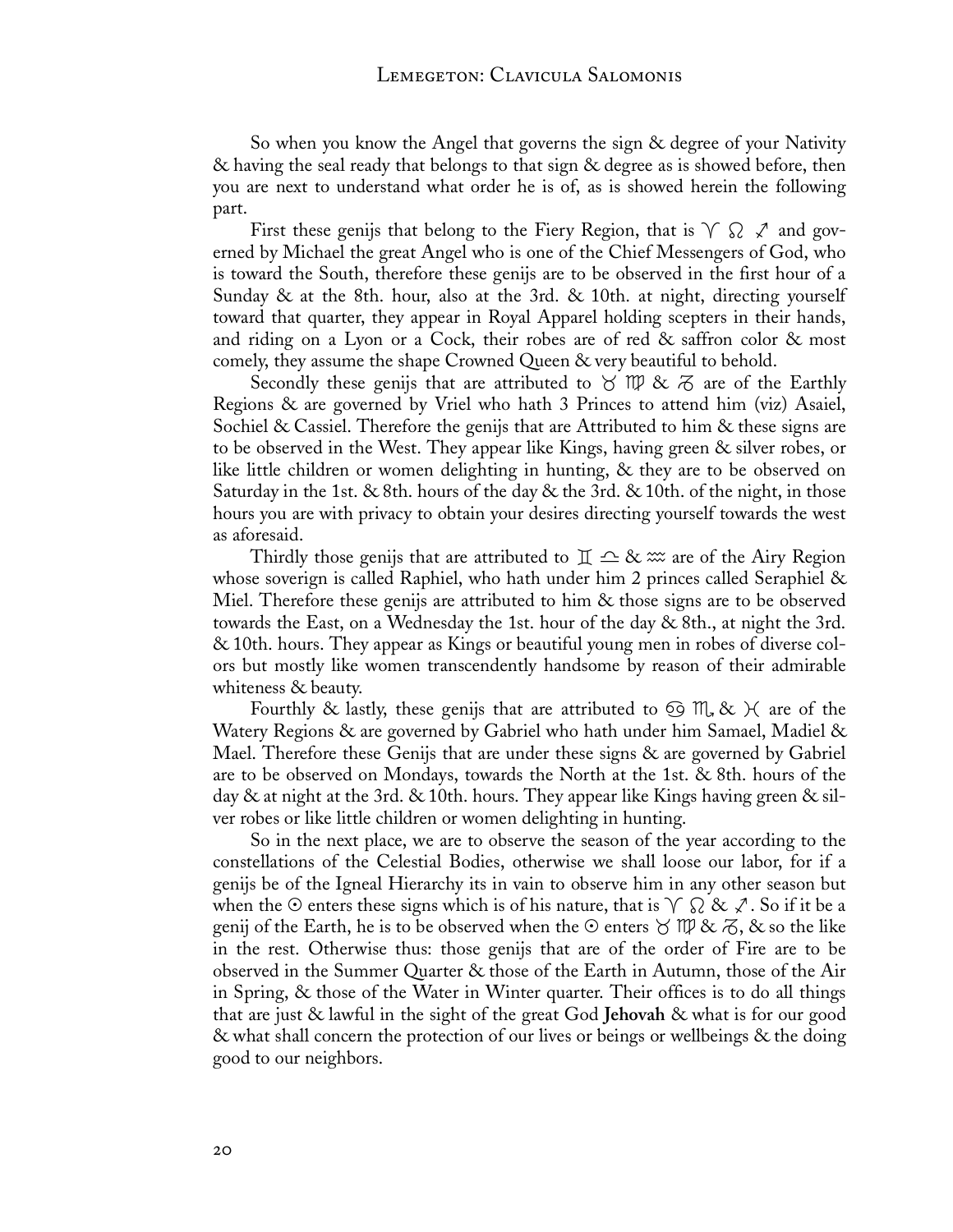So when you know the Angel that governs the sign & degree of your Nativity & having the seal ready that belongs to that sign & degree as is showed before, then you are next to understand what order he is of, as is showed herein the following part.

First these genijs that belong to the Fiery Region, that is ♈ ♌ ♐ and governed by Michael the great Angel who is one of the Chief Messengers of God, who is toward the South, therefore these genijs are to be observed in the first hour of a Sunday & at the 8th. hour, also at the 3rd. & 10th. at night, directing yourself toward that quarter, they appear in Royal Apparel holding scepters in their hands, and riding on a Lyon or a Cock, their robes are of red & saffron color & most comely, they assume the shape Crowned Queen & very beautiful to behold.

Secondly these genijs that are attributed to ♉ ♍ & ♑ are of the Earthly Regions & are governed by Vriel who hath 3 Princes to attend him (viz) Asaiel, Sochiel & Cassiel. Therefore the genijs that are Attributed to him & these signs are to be observed in the West. They appear like Kings, having green & silver robes, or like little children or women delighting in hunting, & they are to be observed on Saturday in the 1st. & 8th. hours of the day & the 3rd. & 10th. of the night, in those hours you are with privacy to obtain your desires directing yourself towards the west as aforesaid.

Thirdly those genijs that are attributed to ♊ ♎ & ♒ are of the Airy Region whose soverign is called Raphiel, who hath under him 2 princes called Seraphiel & Miel. Therefore these genijs are attributed to him & those signs are to be observed towards the East, on a Wednesday the 1st. hour of the day & 8th., at night the 3rd. & 10th. hours. They appear as Kings or beautiful young men in robes of diverse colors but mostly like women transcendently handsome by reason of their admirable whiteness & beauty.

Fourthly & lastly, these genijs that are attributed to ♋ ♏ & ♓ are of the Watery Regions & are governed by Gabriel who hath under him Samael, Madiel & Mael. Therefore these Genijs that are under these signs & are governed by Gabriel are to be observed on Mondays, towards the North at the 1st. & 8th. hours of the day & at night at the 3rd. & 10th. hours. They appear like Kings having green & silver robes or like little children or women delighting in hunting.

So in the next place, we are to observe the season of the year according to the constellations of the Celestial Bodies, otherwise we shall loose our labor, for if a genijs be of the Igneal Hierarchy its in vain to observe him in any other season but when the ☉ enters these signs which is of his nature, that is ♈ ♌ & ♐. So if it be a genij of the Earth, he is to be observed when the ☉ enters ♉ ♍ & ♑, & so the like in the rest. Otherwise thus: those genijs that are of the order of Fire are to be observed in the Summer Quarter & those of the Earth in Autumn, those of the Air in Spring, & those of the Water in Winter quarter. Their offices is to do all things that are just & lawful in the sight of the great God **Jehovah** & what is for our good & what shall concern the protection of our lives or beings or wellbeings & the doing good to our neighbors.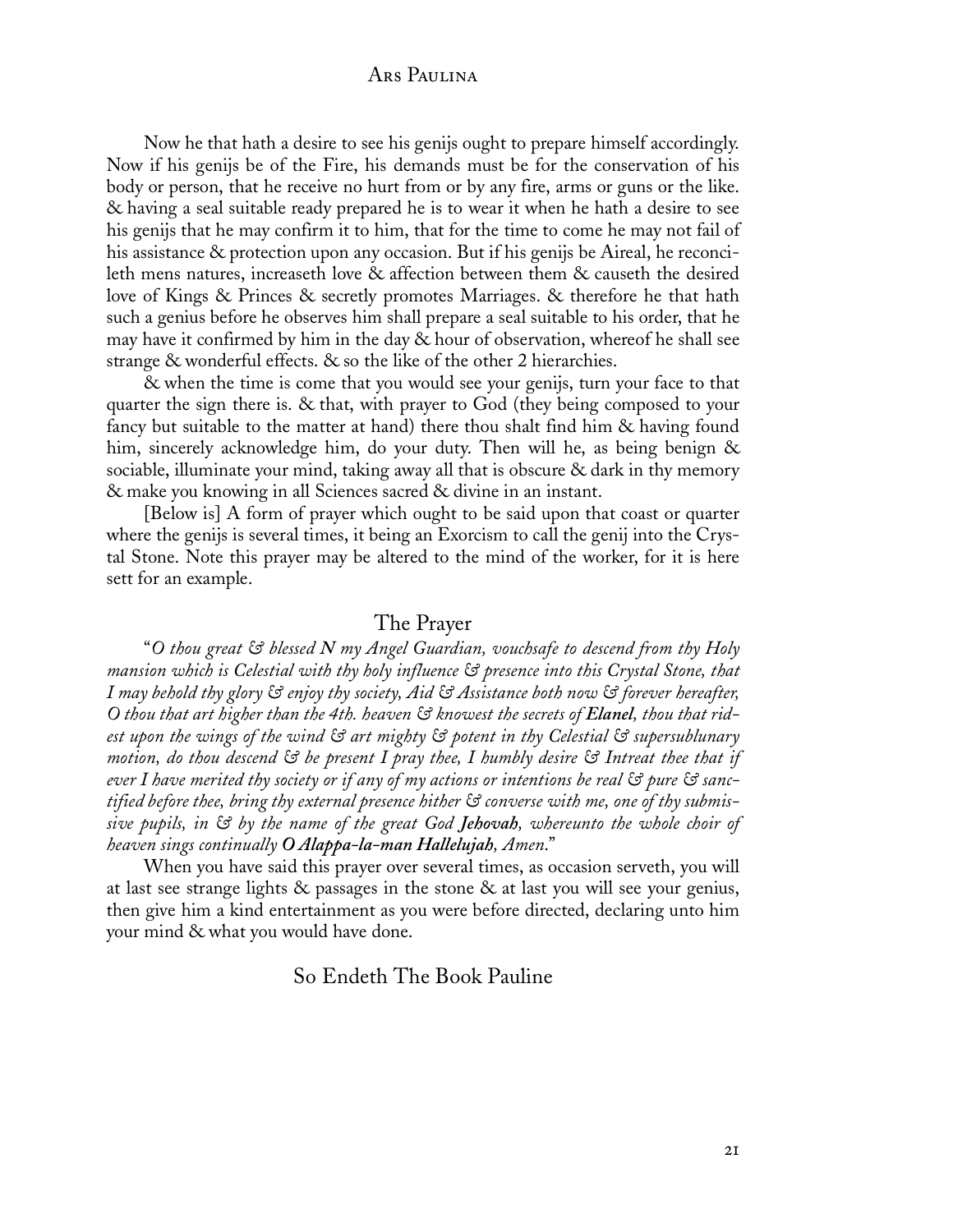Now he that hath a desire to see his genijs ought to prepare himself accordingly. Now if his genijs be of the Fire, his demands must be for the conservation of his body or person, that he receive no hurt from or by any fire, arms or guns or the like. & having a seal suitable ready prepared he is to wear it when he hath a desire to see his genijs that he may confirm it to him, that for the time to come he may not fail of his assistance & protection upon any occasion. But if his genijs be Aireal, he reconcileth mens natures, increaseth love & affection between them & causeth the desired love of Kings & Princes & secretly promotes Marriages. & therefore he that hath such a genius before he observes him shall prepare a seal suitable to his order, that he may have it confirmed by him in the day & hour of observation, whereof he shall see strange & wonderful effects. & so the like of the other 2 hierarchies.

& when the time is come that you would see your genijs, turn your face to that quarter the sign there is. & that, with prayer to God (they being composed to your fancy but suitable to the matter at hand) there thou shalt find him & having found him, sincerely acknowledge him, do your duty. Then will he, as being benign & sociable, illuminate your mind, taking away all that is obscure & dark in thy memory & make you knowing in all Sciences sacred & divine in an instant.

[Below is] A form of prayer which ought to be said upon that coast or quarter where the genijs is several times, it being an Exorcism to call the genij into the Crystal Stone. Note this prayer may be altered to the mind of the worker, for it is here sett for an example.

## The Prayer

"*O thou great & blessed N my Angel Guardian, vouchsafe to descend from thy Holy mansion which is Celestial with thy holy influence & presence into this Crystal Stone, that I may behold thy glory & enjoy thy society, Aid & Assistance both now & forever hereafter, O thou that art higher than the 4th. heaven & knowest the secrets of* ***Elanel****, thou that ridest upon the wings of the wind & art mighty & potent in thy Celestial & supersublunary motion, do thou descend & be present I pray thee, I humbly desire & Intreat thee that if ever I have merited thy society or if any of my actions or intentions be real & pure & sanctified before thee, bring thy external presence hither & converse with me, one of thy submissive pupils, in & by the name of the great God* ***Jehovah****, whereunto the whole choir of heaven sings continually* ***O Alappa-la-man Hallelujah****, Amen*."

When you have said this prayer over several times, as occasion serveth, you will at last see strange lights & passages in the stone & at last you will see your genius, then give him a kind entertainment as you were before directed, declaring unto him your mind & what you would have done.

## So Endeth The Book Pauline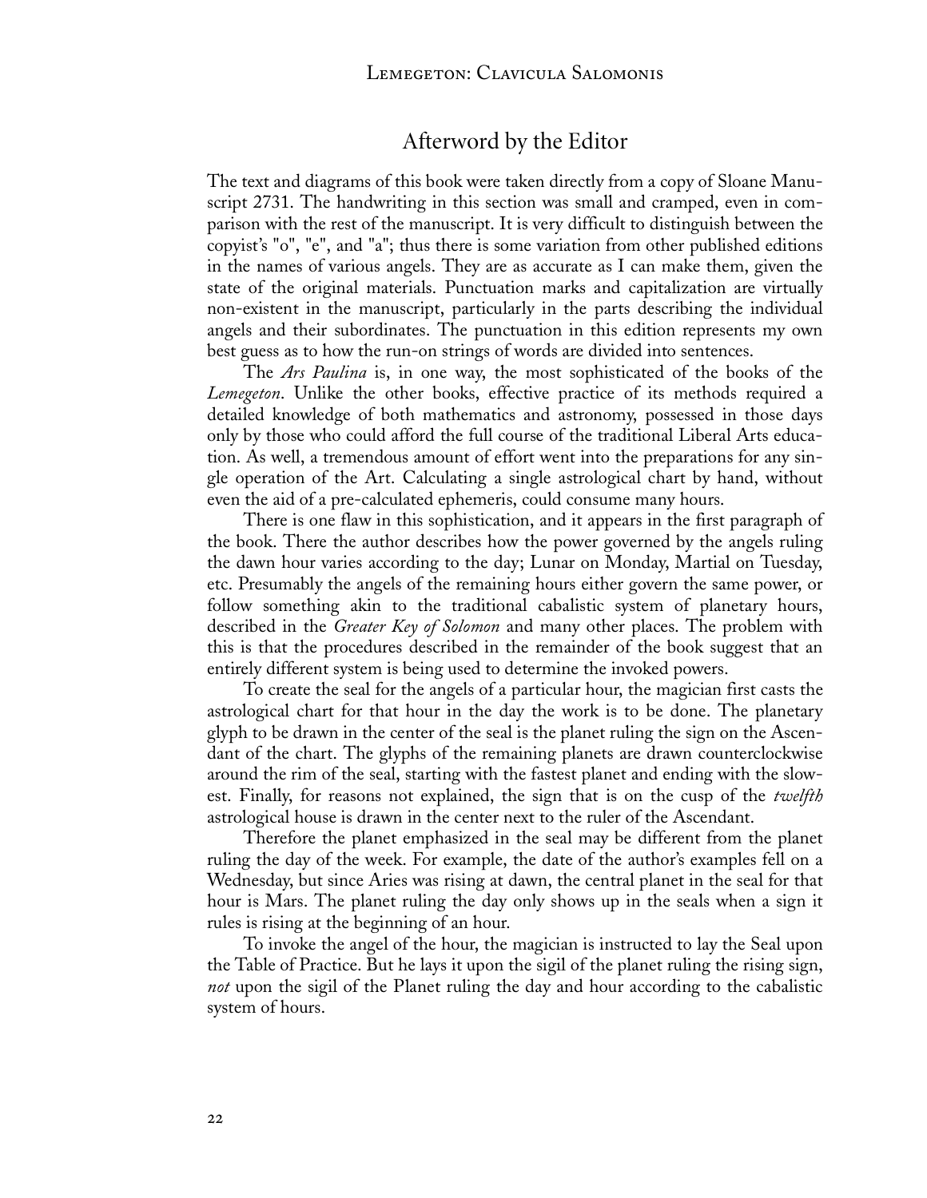## Afterword by the Editor

The text and diagrams of this book were taken directly from a copy of Sloane Manuscript 2731. The handwriting in this section was small and cramped, even in comparison with the rest of the manuscript. It is very difficult to distinguish between the copyist's "o", "e", and "a"; thus there is some variation from other published editions in the names of various angels. They are as accurate as I can make them, given the state of the original materials. Punctuation marks and capitalization are virtually non-existent in the manuscript, particularly in the parts describing the individual angels and their subordinates. The punctuation in this edition represents my own best guess as to how the run-on strings of words are divided into sentences.

The *Ars Paulina* is, in one way, the most sophisticated of the books of the *Lemegeton*. Unlike the other books, effective practice of its methods required a detailed knowledge of both mathematics and astronomy, possessed in those days only by those who could afford the full course of the traditional Liberal Arts education. As well, a tremendous amount of effort went into the preparations for any single operation of the Art. Calculating a single astrological chart by hand, without even the aid of a pre-calculated ephemeris, could consume many hours.

There is one flaw in this sophistication, and it appears in the first paragraph of the book. There the author describes how the power governed by the angels ruling the dawn hour varies according to the day; Lunar on Monday, Martial on Tuesday, etc. Presumably the angels of the remaining hours either govern the same power, or follow something akin to the traditional cabalistic system of planetary hours, described in the *Greater Key of Solomon* and many other places. The problem with this is that the procedures described in the remainder of the book suggest that an entirely different system is being used to determine the invoked powers.

To create the seal for the angels of a particular hour, the magician first casts the astrological chart for that hour in the day the work is to be done. The planetary glyph to be drawn in the center of the seal is the planet ruling the sign on the Ascendant of the chart. The glyphs of the remaining planets are drawn counterclockwise around the rim of the seal, starting with the fastest planet and ending with the slowest. Finally, for reasons not explained, the sign that is on the cusp of the *twelfth* astrological house is drawn in the center next to the ruler of the Ascendant.

Therefore the planet emphasized in the seal may be different from the planet ruling the day of the week. For example, the date of the author's examples fell on a Wednesday, but since Aries was rising at dawn, the central planet in the seal for that hour is Mars. The planet ruling the day only shows up in the seals when a sign it rules is rising at the beginning of an hour.

To invoke the angel of the hour, the magician is instructed to lay the Seal upon the Table of Practice. But he lays it upon the sigil of the planet ruling the rising sign, *not* upon the sigil of the Planet ruling the day and hour according to the cabalistic system of hours.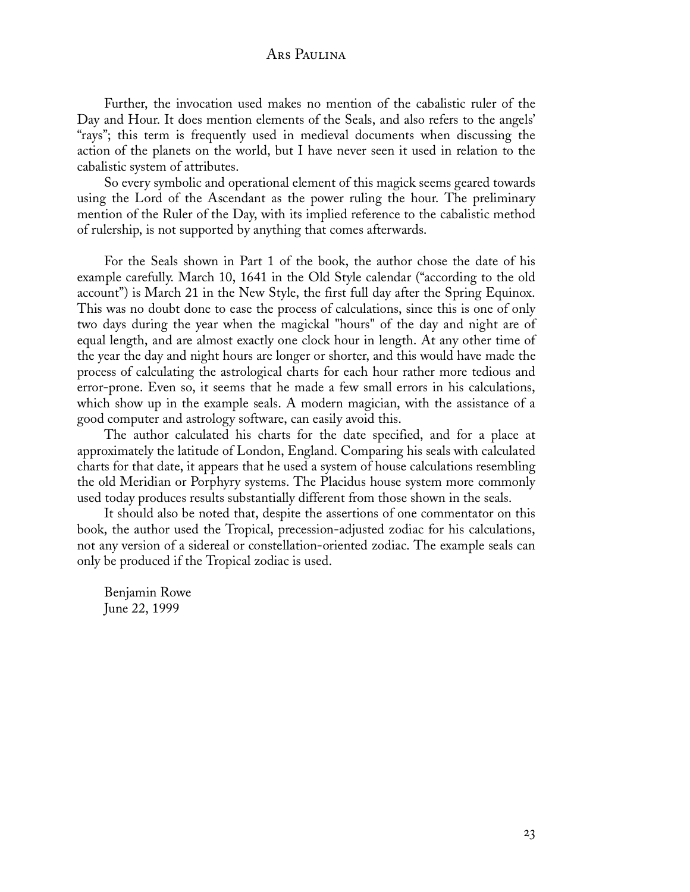Further, the invocation used makes no mention of the cabalistic ruler of the Day and Hour. It does mention elements of the Seals, and also refers to the angels' "rays"; this term is frequently used in medieval documents when discussing the action of the planets on the world, but I have never seen it used in relation to the cabalistic system of attributes.

So every symbolic and operational element of this magick seems geared towards using the Lord of the Ascendant as the power ruling the hour. The preliminary mention of the Ruler of the Day, with its implied reference to the cabalistic method of rulership, is not supported by anything that comes afterwards.

For the Seals shown in Part 1 of the book, the author chose the date of his example carefully. March 10, 1641 in the Old Style calendar ("according to the old account") is March 21 in the New Style, the first full day after the Spring Equinox. This was no doubt done to ease the process of calculations, since this is one of only two days during the year when the magickal "hours" of the day and night are of equal length, and are almost exactly one clock hour in length. At any other time of the year the day and night hours are longer or shorter, and this would have made the process of calculating the astrological charts for each hour rather more tedious and error-prone. Even so, it seems that he made a few small errors in his calculations, which show up in the example seals. A modern magician, with the assistance of a good computer and astrology software, can easily avoid this.

The author calculated his charts for the date specified, and for a place at approximately the latitude of London, England. Comparing his seals with calculated charts for that date, it appears that he used a system of house calculations resembling the old Meridian or Porphyry systems. The Placidus house system more commonly used today produces results substantially different from those shown in the seals.

It should also be noted that, despite the assertions of one commentator on this book, the author used the Tropical, precession-adjusted zodiac for his calculations, not any version of a sidereal or constellation-oriented zodiac. The example seals can only be produced if the Tropical zodiac is used.

Benjamin Rowe
June 22, 1999